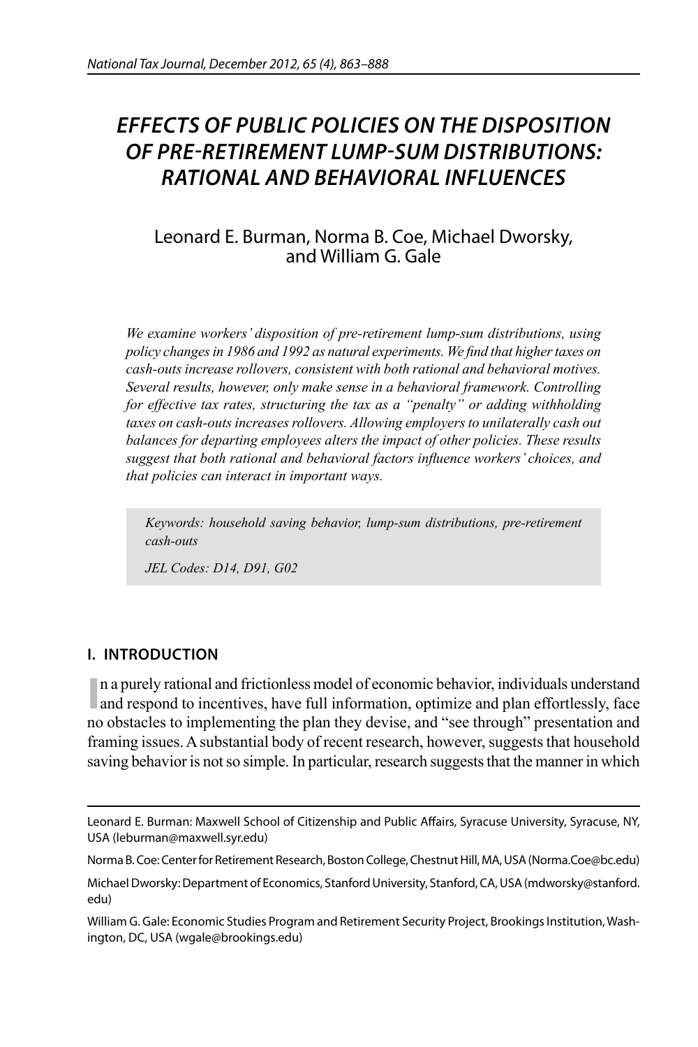# EFFECTS OF PUBLIC POLICIES ON THE DISPOSITION OF PRE-RETIREMENT LUMP-SUM DISTRIBUTIONS: RATIONAL AND BEHAVIORAL INFLUENCES

Leonard E. Burman, Norma B. Coe, Michael Dworsky, and William G. Gale

*We examine workers' disposition of pre-retirement lump-sum distributions, using policy changes in 1986 and 1992 as natural experiments. We find that higher taxes on cash-outs increase rollovers, consistent with both rational and behavioral motives. Several results, however, only make sense in a behavioral framework. Controlling for effective tax rates, structuring the tax as a "penalty" or adding withholding taxes on cash-outs increases rollovers. Allowing employers to unilaterally cash out balances for departing employees alters the impact of other policies. These results suggest that both rational and behavioral factors influence workers' choices, and that policies can interact in important ways.*

*Keywords: household saving behavior, lump-sum distributions, pre-retirement cash-outs*

*JEL Codes: D14, D91, G02*

## I. INTRODUCTION

In a purely rational and frictionless model of economic behavior, individuals understand and respond to incentives, have full information, optimize and plan effortlessly, face no obstacles to implementing the plan they devise, and "see through" presentation and framing issues. A substantial body of recent research, however, suggests that household saving behavior is not so simple. In particular, research suggests that the manner in which

---

Leonard E. Burman: Maxwell School of Citizenship and Public Affairs, Syracuse University, Syracuse, NY, USA (leburman@maxwell.syr.edu)

Norma B. Coe: Center for Retirement Research, Boston College, Chestnut Hill, MA, USA (Norma.Coe@bc.edu)

Michael Dworsky: Department of Economics, Stanford University, Stanford, CA, USA (mdworsky@stanford.edu)

William G. Gale: Economic Studies Program and Retirement Security Project, Brookings Institution, Washington, DC, USA (wgale@brookings.edu)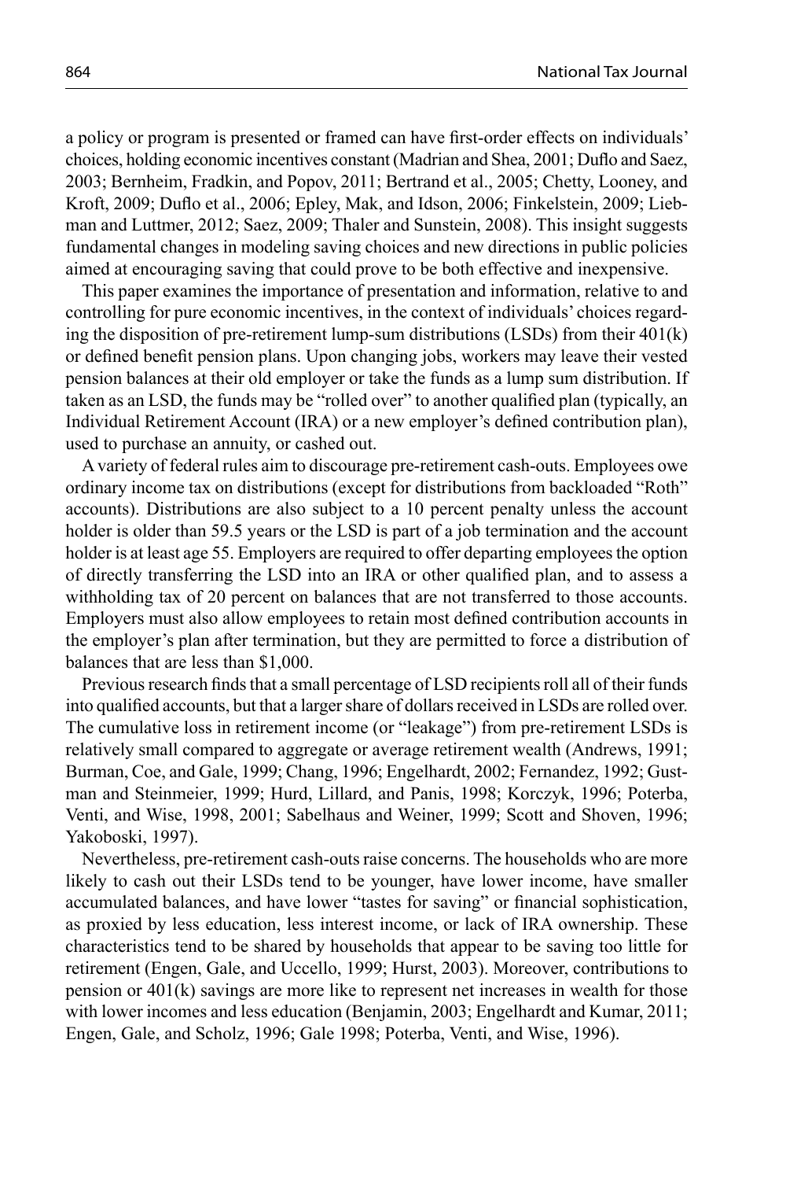a policy or program is presented or framed can have first-order effects on individuals' choices, holding economic incentives constant (Madrian and Shea, 2001; Duflo and Saez, 2003; Bernheim, Fradkin, and Popov, 2011; Bertrand et al., 2005; Chetty, Looney, and Kroft, 2009; Duflo et al., 2006; Epley, Mak, and Idson, 2006; Finkelstein, 2009; Liebman and Luttmer, 2012; Saez, 2009; Thaler and Sunstein, 2008). This insight suggests fundamental changes in modeling saving choices and new directions in public policies aimed at encouraging saving that could prove to be both effective and inexpensive.

This paper examines the importance of presentation and information, relative to and controlling for pure economic incentives, in the context of individuals' choices regarding the disposition of pre-retirement lump-sum distributions (LSDs) from their 401(k) or defined benefit pension plans. Upon changing jobs, workers may leave their vested pension balances at their old employer or take the funds as a lump sum distribution. If taken as an LSD, the funds may be "rolled over" to another qualified plan (typically, an Individual Retirement Account (IRA) or a new employer's defined contribution plan), used to purchase an annuity, or cashed out.

A variety of federal rules aim to discourage pre-retirement cash-outs. Employees owe ordinary income tax on distributions (except for distributions from backloaded "Roth" accounts). Distributions are also subject to a 10 percent penalty unless the account holder is older than 59.5 years or the LSD is part of a job termination and the account holder is at least age 55. Employers are required to offer departing employees the option of directly transferring the LSD into an IRA or other qualified plan, and to assess a withholding tax of 20 percent on balances that are not transferred to those accounts. Employers must also allow employees to retain most defined contribution accounts in the employer's plan after termination, but they are permitted to force a distribution of balances that are less than $1,000.

Previous research finds that a small percentage of LSD recipients roll all of their funds into qualified accounts, but that a larger share of dollars received in LSDs are rolled over. The cumulative loss in retirement income (or "leakage") from pre-retirement LSDs is relatively small compared to aggregate or average retirement wealth (Andrews, 1991; Burman, Coe, and Gale, 1999; Chang, 1996; Engelhardt, 2002; Fernandez, 1992; Gustman and Steinmeier, 1999; Hurd, Lillard, and Panis, 1998; Korczyk, 1996; Poterba, Venti, and Wise, 1998, 2001; Sabelhaus and Weiner, 1999; Scott and Shoven, 1996; Yakoboski, 1997).

Nevertheless, pre-retirement cash-outs raise concerns. The households who are more likely to cash out their LSDs tend to be younger, have lower income, have smaller accumulated balances, and have lower "tastes for saving" or financial sophistication, as proxied by less education, less interest income, or lack of IRA ownership. These characteristics tend to be shared by households that appear to be saving too little for retirement (Engen, Gale, and Uccello, 1999; Hurst, 2003). Moreover, contributions to pension or 401(k) savings are more like to represent net increases in wealth for those with lower incomes and less education (Benjamin, 2003; Engelhardt and Kumar, 2011; Engen, Gale, and Scholz, 1996; Gale 1998; Poterba, Venti, and Wise, 1996).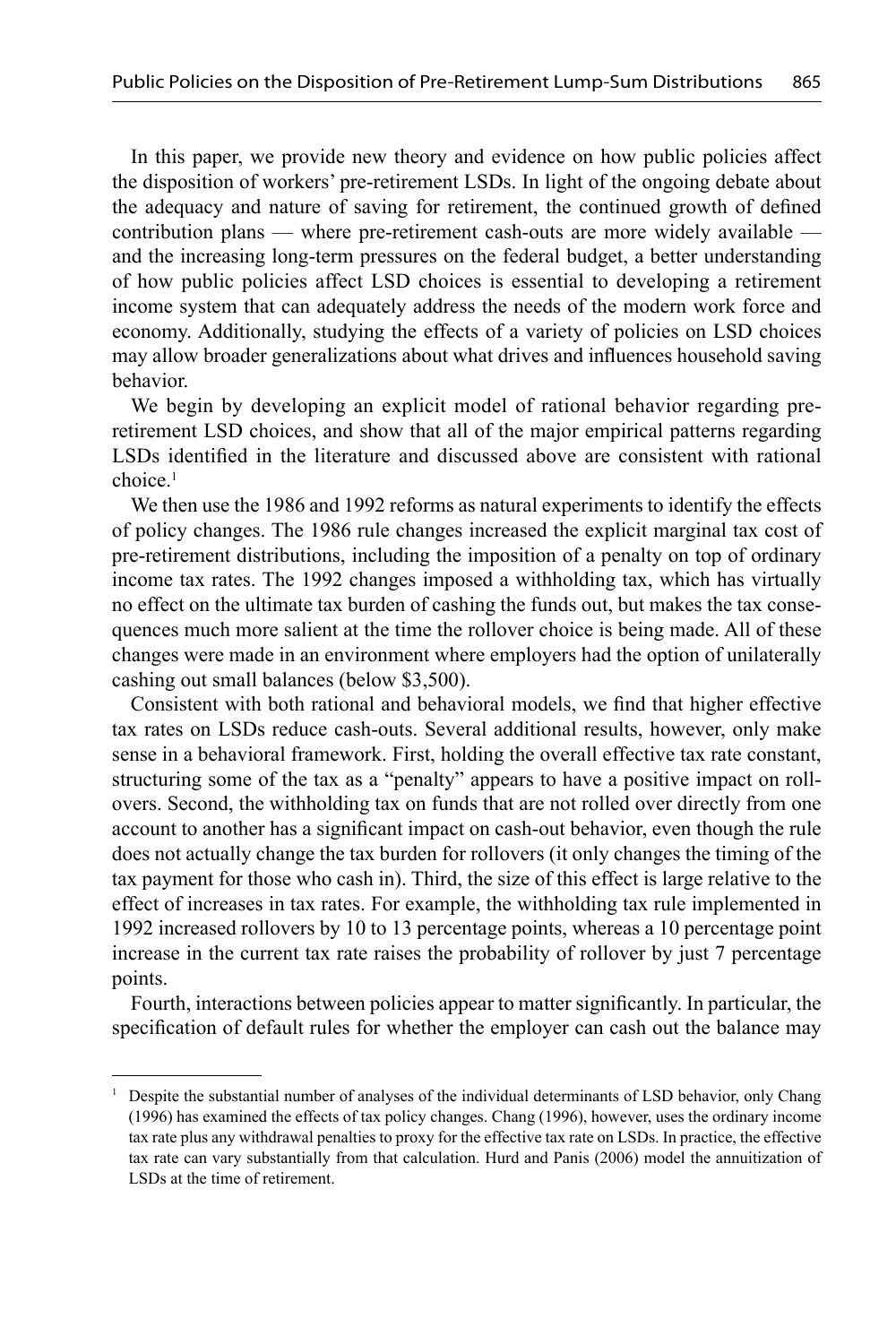In this paper, we provide new theory and evidence on how public policies affect the disposition of workers' pre-retirement LSDs. In light of the ongoing debate about the adequacy and nature of saving for retirement, the continued growth of defined contribution plans — where pre-retirement cash-outs are more widely available — and the increasing long-term pressures on the federal budget, a better understanding of how public policies affect LSD choices is essential to developing a retirement income system that can adequately address the needs of the modern work force and economy. Additionally, studying the effects of a variety of policies on LSD choices may allow broader generalizations about what drives and influences household saving behavior.

We begin by developing an explicit model of rational behavior regarding pre-retirement LSD choices, and show that all of the major empirical patterns regarding LSDs identified in the literature and discussed above are consistent with rational choice.[1]

We then use the 1986 and 1992 reforms as natural experiments to identify the effects of policy changes. The 1986 rule changes increased the explicit marginal tax cost of pre-retirement distributions, including the imposition of a penalty on top of ordinary income tax rates. The 1992 changes imposed a withholding tax, which has virtually no effect on the ultimate tax burden of cashing the funds out, but makes the tax consequences much more salient at the time the rollover choice is being made. All of these changes were made in an environment where employers had the option of unilaterally cashing out small balances (below $3,500).

Consistent with both rational and behavioral models, we find that higher effective tax rates on LSDs reduce cash-outs. Several additional results, however, only make sense in a behavioral framework. First, holding the overall effective tax rate constant, structuring some of the tax as a "penalty" appears to have a positive impact on rollovers. Second, the withholding tax on funds that are not rolled over directly from one account to another has a significant impact on cash-out behavior, even though the rule does not actually change the tax burden for rollovers (it only changes the timing of the tax payment for those who cash in). Third, the size of this effect is large relative to the effect of increases in tax rates. For example, the withholding tax rule implemented in 1992 increased rollovers by 10 to 13 percentage points, whereas a 10 percentage point increase in the current tax rate raises the probability of rollover by just 7 percentage points.

Fourth, interactions between policies appear to matter significantly. In particular, the specification of default rules for whether the employer can cash out the balance may

[1] Despite the substantial number of analyses of the individual determinants of LSD behavior, only Chang (1996) has examined the effects of tax policy changes. Chang (1996), however, uses the ordinary income tax rate plus any withdrawal penalties to proxy for the effective tax rate on LSDs. In practice, the effective tax rate can vary substantially from that calculation. Hurd and Panis (2006) model the annuitization of LSDs at the time of retirement.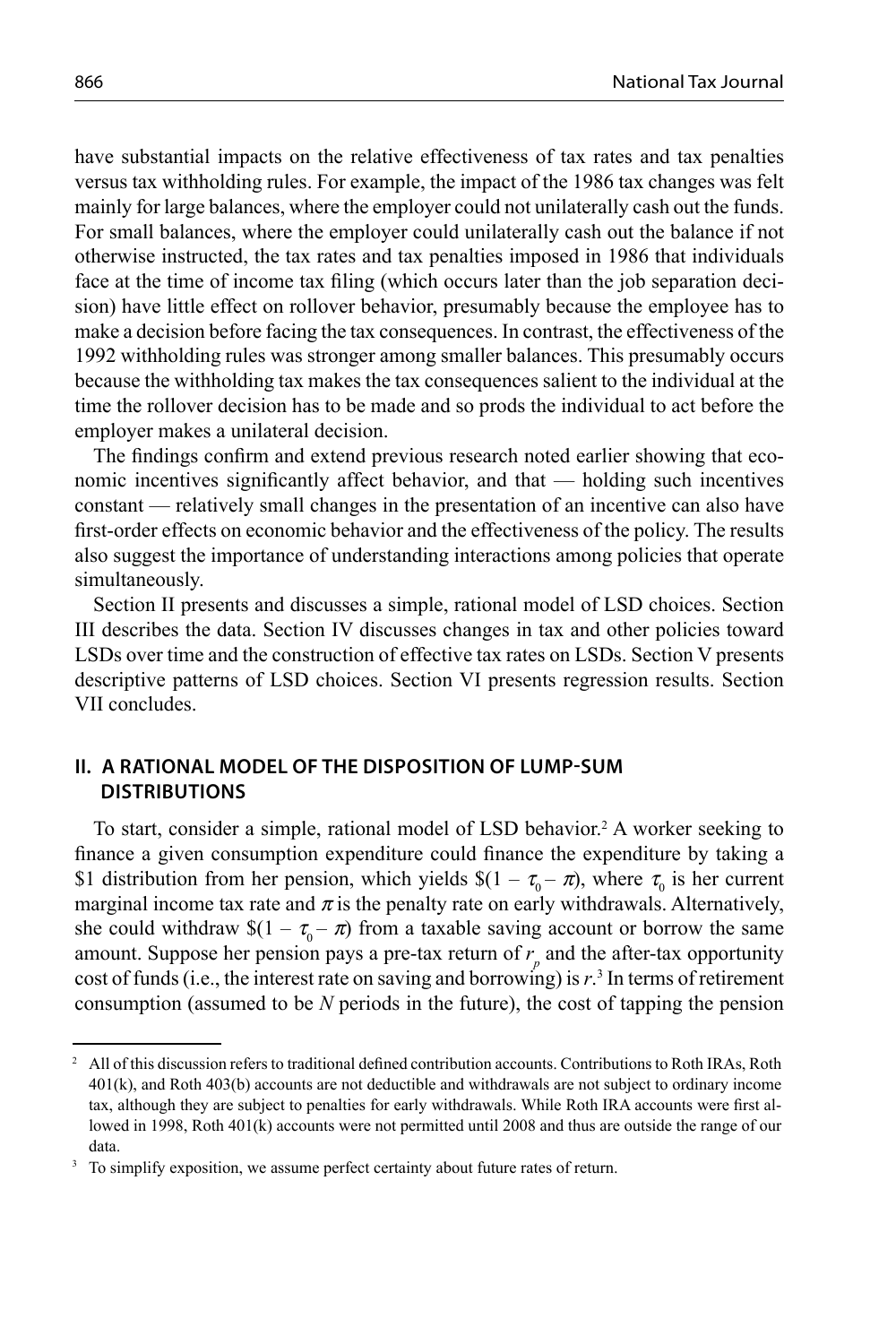have substantial impacts on the relative effectiveness of tax rates and tax penalties versus tax withholding rules. For example, the impact of the 1986 tax changes was felt mainly for large balances, where the employer could not unilaterally cash out the funds. For small balances, where the employer could unilaterally cash out the balance if not otherwise instructed, the tax rates and tax penalties imposed in 1986 that individuals face at the time of income tax filing (which occurs later than the job separation decision) have little effect on rollover behavior, presumably because the employee has to make a decision before facing the tax consequences. In contrast, the effectiveness of the 1992 withholding rules was stronger among smaller balances. This presumably occurs because the withholding tax makes the tax consequences salient to the individual at the time the rollover decision has to be made and so prods the individual to act before the employer makes a unilateral decision.

The findings confirm and extend previous research noted earlier showing that economic incentives significantly affect behavior, and that — holding such incentives constant — relatively small changes in the presentation of an incentive can also have first-order effects on economic behavior and the effectiveness of the policy. The results also suggest the importance of understanding interactions among policies that operate simultaneously.

Section II presents and discusses a simple, rational model of LSD choices. Section III describes the data. Section IV discusses changes in tax and other policies toward LSDs over time and the construction of effective tax rates on LSDs. Section V presents descriptive patterns of LSD choices. Section VI presents regression results. Section VII concludes.

## II. A RATIONAL MODEL OF THE DISPOSITION OF LUMP-SUM DISTRIBUTIONS

To start, consider a simple, rational model of LSD behavior.[2] A worker seeking to finance a given consumption expenditure could finance the expenditure by taking a \$1 distribution from her pension, which yields $\$(1 - \tau_0 - \pi)$, where $\tau_0$ is her current marginal income tax rate and $\pi$ is the penalty rate on early withdrawals. Alternatively, she could withdraw $\$(1 - \tau_0 - \pi)$ from a taxable saving account or borrow the same amount. Suppose her pension pays a pre-tax return of $r_p$ and the after-tax opportunity cost of funds (i.e., the interest rate on saving and borrowing) is $r$.[3] In terms of retirement consumption (assumed to be $N$ periods in the future), the cost of tapping the pension

[2] All of this discussion refers to traditional defined contribution accounts. Contributions to Roth IRAs, Roth 401(k), and Roth 403(b) accounts are not deductible and withdrawals are not subject to ordinary income tax, although they are subject to penalties for early withdrawals. While Roth IRA accounts were first allowed in 1998, Roth 401(k) accounts were not permitted until 2008 and thus are outside the range of our data.

[3] To simplify exposition, we assume perfect certainty about future rates of return.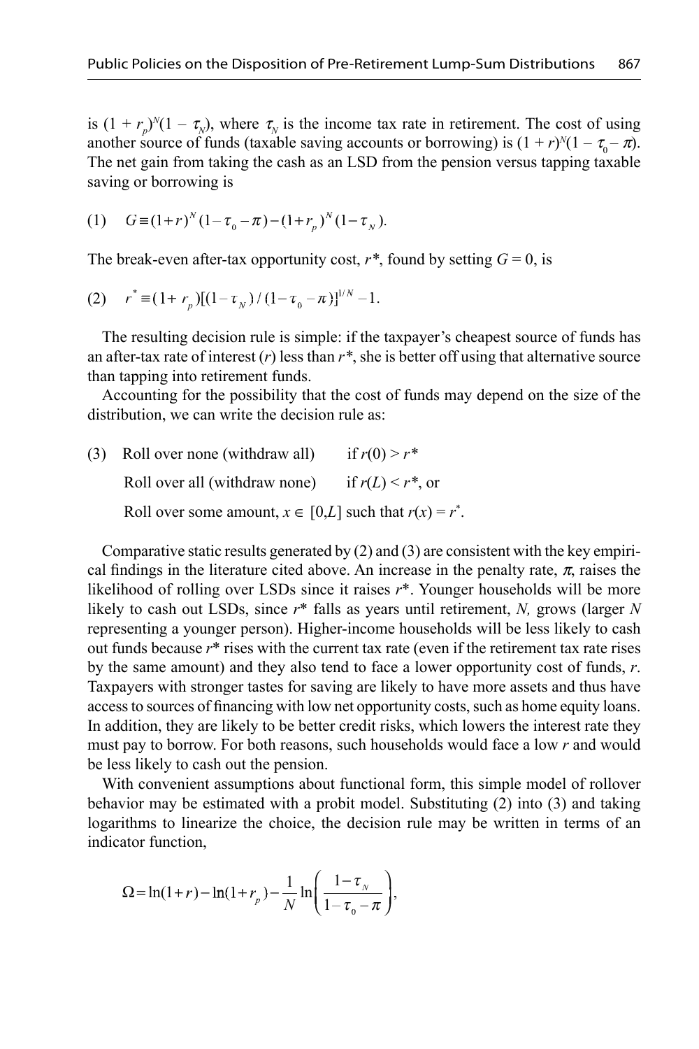is $(1 + r_p)^N(1 - \tau_N)$, where $\tau_N$ is the income tax rate in retirement. The cost of using another source of funds (taxable saving accounts or borrowing) is $(1 + r)^N(1 - \tau_0 - \pi)$. The net gain from taking the cash as an LSD from the pension versus tapping taxable saving or borrowing is

$$\text{(1)} \quad G \equiv (1+r)^N(1-\tau_0-\pi)-(1+r_p)^N(1-\tau_N).$$

The break-even after-tax opportunity cost, $r^*$, found by setting $G = 0$, is

$$\text{(2)} \quad r^* \equiv (1+r_p)[(1-\tau_N)/(1-\tau_0-\pi)]^{1/N}-1.$$

The resulting decision rule is simple: if the taxpayer's cheapest source of funds has an after-tax rate of interest ($r$) less than $r^*$, she is better off using that alternative source than tapping into retirement funds.

Accounting for the possibility that the cost of funds may depend on the size of the distribution, we can write the decision rule as:

(3) Roll over none (withdraw all) if $r(0) > r^*$

Roll over all (withdraw none) if $r(L) < r^*$, or

Roll over some amount, $x \in [0,L]$ such that $r(x) = r^*$.

Comparative static results generated by (2) and (3) are consistent with the key empirical findings in the literature cited above. An increase in the penalty rate, $\pi$, raises the likelihood of rolling over LSDs since it raises $r^*$. Younger households will be more likely to cash out LSDs, since $r^*$ falls as years until retirement, $N$, grows (larger $N$ representing a younger person). Higher-income households will be less likely to cash out funds because $r^*$ rises with the current tax rate (even if the retirement tax rate rises by the same amount) and they also tend to face a lower opportunity cost of funds, $r$. Taxpayers with stronger tastes for saving are likely to have more assets and thus have access to sources of financing with low net opportunity costs, such as home equity loans. In addition, they are likely to be better credit risks, which lowers the interest rate they must pay to borrow. For both reasons, such households would face a low $r$ and would be less likely to cash out the pension.

With convenient assumptions about functional form, this simple model of rollover behavior may be estimated with a probit model. Substituting (2) into (3) and taking logarithms to linearize the choice, the decision rule may be written in terms of an indicator function,

$$\Omega = \ln(1+r)-\ln(1+r_p)-\frac{1}{N}\ln\left(\frac{1-\tau_N}{1-\tau_0-\pi}\right),$$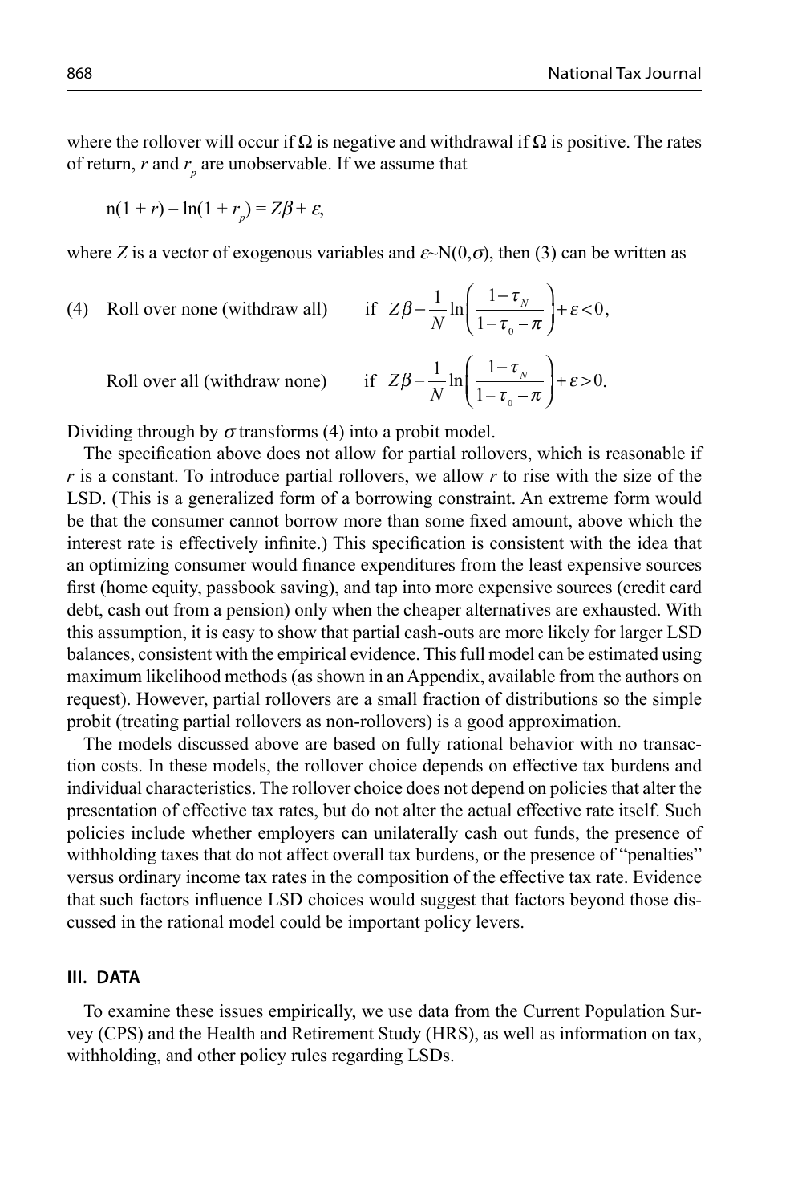where the rollover will occur if $\Omega$ is negative and withdrawal if $\Omega$ is positive. The rates of return, $r$ and $r_p$ are unobservable. If we assume that

$$\text{n}(1 + r) - \ln(1 + r_p) = Z\beta + \varepsilon,$$

where $Z$ is a vector of exogenous variables and $\varepsilon \sim N(0,\sigma)$, then (3) can be written as

(4) Roll over none (withdraw all) $\quad$ if $Z\beta - \frac{1}{N}\ln\left(\frac{1-\tau_N}{1-\tau_0-\pi}\right) + \varepsilon < 0,$

Roll over all (withdraw none) $\quad$ if $Z\beta - \frac{1}{N}\ln\left(\frac{1-\tau_N}{1-\tau_0-\pi}\right) + \varepsilon > 0.$

Dividing through by $\sigma$ transforms (4) into a probit model.

The specification above does not allow for partial rollovers, which is reasonable if $r$ is a constant. To introduce partial rollovers, we allow $r$ to rise with the size of the LSD. (This is a generalized form of a borrowing constraint. An extreme form would be that the consumer cannot borrow more than some fixed amount, above which the interest rate is effectively infinite.) This specification is consistent with the idea that an optimizing consumer would finance expenditures from the least expensive sources first (home equity, passbook saving), and tap into more expensive sources (credit card debt, cash out from a pension) only when the cheaper alternatives are exhausted. With this assumption, it is easy to show that partial cash-outs are more likely for larger LSD balances, consistent with the empirical evidence. This full model can be estimated using maximum likelihood methods (as shown in an Appendix, available from the authors on request). However, partial rollovers are a small fraction of distributions so the simple probit (treating partial rollovers as non-rollovers) is a good approximation.

The models discussed above are based on fully rational behavior with no transaction costs. In these models, the rollover choice depends on effective tax burdens and individual characteristics. The rollover choice does not depend on policies that alter the presentation of effective tax rates, but do not alter the actual effective rate itself. Such policies include whether employers can unilaterally cash out funds, the presence of withholding taxes that do not affect overall tax burdens, or the presence of "penalties" versus ordinary income tax rates in the composition of the effective tax rate. Evidence that such factors influence LSD choices would suggest that factors beyond those discussed in the rational model could be important policy levers.

## III. DATA

To examine these issues empirically, we use data from the Current Population Survey (CPS) and the Health and Retirement Study (HRS), as well as information on tax, withholding, and other policy rules regarding LSDs.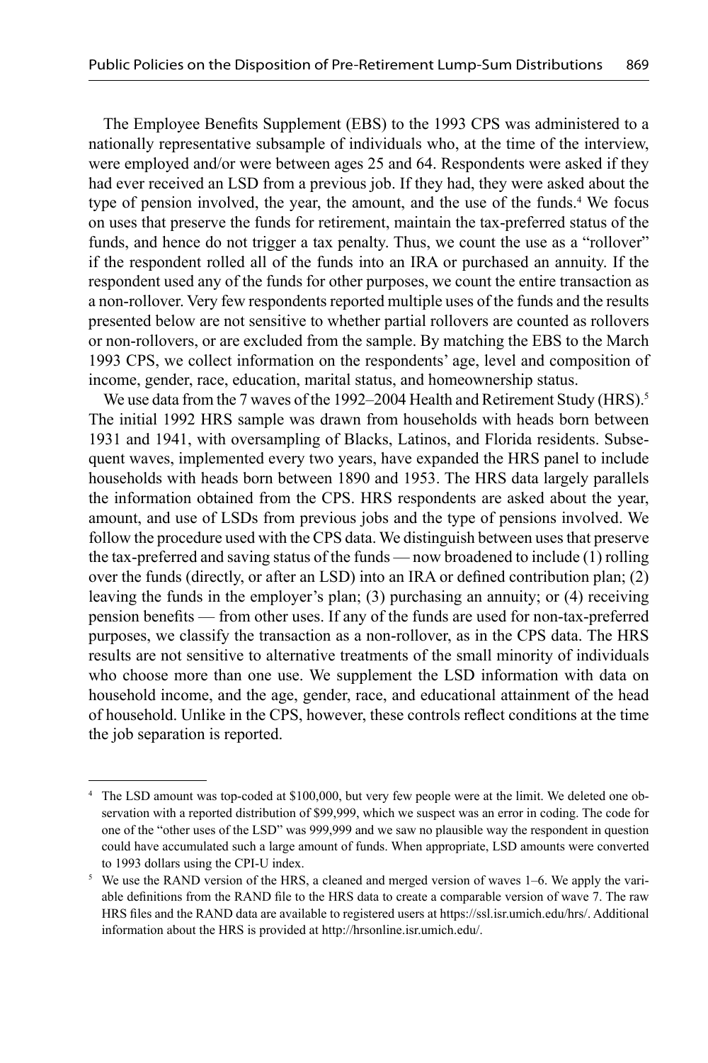The Employee Benefits Supplement (EBS) to the 1993 CPS was administered to a nationally representative subsample of individuals who, at the time of the interview, were employed and/or were between ages 25 and 64. Respondents were asked if they had ever received an LSD from a previous job. If they had, they were asked about the type of pension involved, the year, the amount, and the use of the funds.[4] We focus on uses that preserve the funds for retirement, maintain the tax-preferred status of the funds, and hence do not trigger a tax penalty. Thus, we count the use as a "rollover" if the respondent rolled all of the funds into an IRA or purchased an annuity. If the respondent used any of the funds for other purposes, we count the entire transaction as a non-rollover. Very few respondents reported multiple uses of the funds and the results presented below are not sensitive to whether partial rollovers are counted as rollovers or non-rollovers, or are excluded from the sample. By matching the EBS to the March 1993 CPS, we collect information on the respondents' age, level and composition of income, gender, race, education, marital status, and homeownership status.

We use data from the 7 waves of the 1992–2004 Health and Retirement Study (HRS).[5] The initial 1992 HRS sample was drawn from households with heads born between 1931 and 1941, with oversampling of Blacks, Latinos, and Florida residents. Subsequent waves, implemented every two years, have expanded the HRS panel to include households with heads born between 1890 and 1953. The HRS data largely parallels the information obtained from the CPS. HRS respondents are asked about the year, amount, and use of LSDs from previous jobs and the type of pensions involved. We follow the procedure used with the CPS data. We distinguish between uses that preserve the tax-preferred and saving status of the funds — now broadened to include (1) rolling over the funds (directly, or after an LSD) into an IRA or defined contribution plan; (2) leaving the funds in the employer's plan; (3) purchasing an annuity; or (4) receiving pension benefits — from other uses. If any of the funds are used for non-tax-preferred purposes, we classify the transaction as a non-rollover, as in the CPS data. The HRS results are not sensitive to alternative treatments of the small minority of individuals who choose more than one use. We supplement the LSD information with data on household income, and the age, gender, race, and educational attainment of the head of household. Unlike in the CPS, however, these controls reflect conditions at the time the job separation is reported.

---

[4] The LSD amount was top-coded at $100,000, but very few people were at the limit. We deleted one observation with a reported distribution of $99,999, which we suspect was an error in coding. The code for one of the "other uses of the LSD" was 999,999 and we saw no plausible way the respondent in question could have accumulated such a large amount of funds. When appropriate, LSD amounts were converted to 1993 dollars using the CPI-U index.

[5] We use the RAND version of the HRS, a cleaned and merged version of waves 1–6. We apply the variable definitions from the RAND file to the HRS data to create a comparable version of wave 7. The raw HRS files and the RAND data are available to registered users at https://ssl.isr.umich.edu/hrs/. Additional information about the HRS is provided at http://hrsonline.isr.umich.edu/.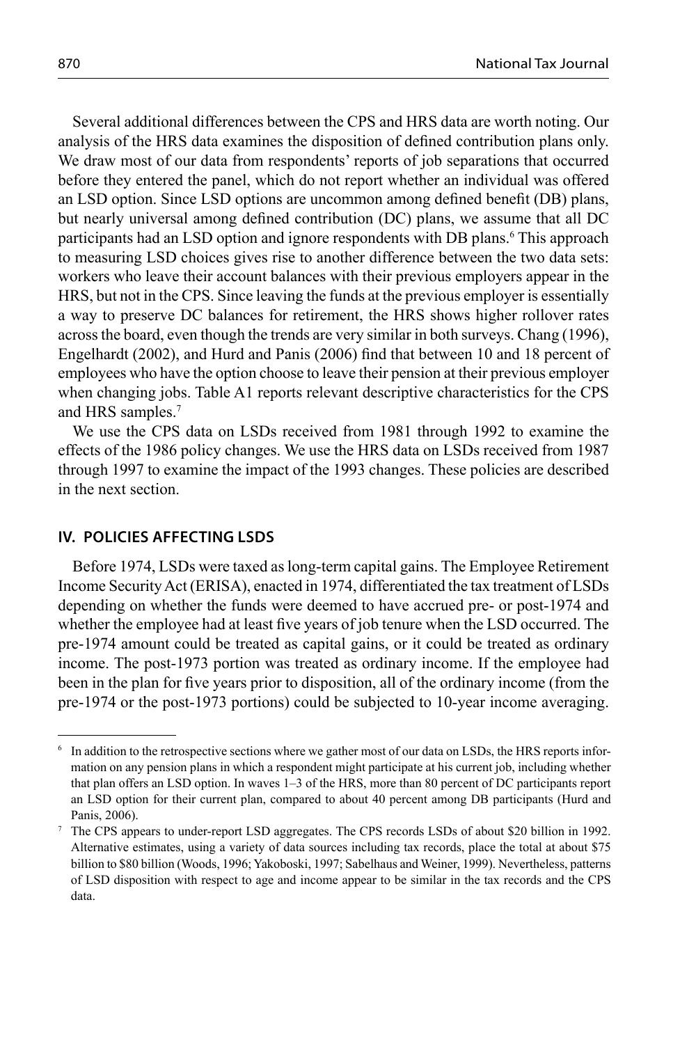Several additional differences between the CPS and HRS data are worth noting. Our analysis of the HRS data examines the disposition of defined contribution plans only. We draw most of our data from respondents' reports of job separations that occurred before they entered the panel, which do not report whether an individual was offered an LSD option. Since LSD options are uncommon among defined benefit (DB) plans, but nearly universal among defined contribution (DC) plans, we assume that all DC participants had an LSD option and ignore respondents with DB plans.[6] This approach to measuring LSD choices gives rise to another difference between the two data sets: workers who leave their account balances with their previous employers appear in the HRS, but not in the CPS. Since leaving the funds at the previous employer is essentially a way to preserve DC balances for retirement, the HRS shows higher rollover rates across the board, even though the trends are very similar in both surveys. Chang (1996), Engelhardt (2002), and Hurd and Panis (2006) find that between 10 and 18 percent of employees who have the option choose to leave their pension at their previous employer when changing jobs. Table A1 reports relevant descriptive characteristics for the CPS and HRS samples.[7]

We use the CPS data on LSDs received from 1981 through 1992 to examine the effects of the 1986 policy changes. We use the HRS data on LSDs received from 1987 through 1997 to examine the impact of the 1993 changes. These policies are described in the next section.

## IV. POLICIES AFFECTING LSDS

Before 1974, LSDs were taxed as long-term capital gains. The Employee Retirement Income Security Act (ERISA), enacted in 1974, differentiated the tax treatment of LSDs depending on whether the funds were deemed to have accrued pre- or post-1974 and whether the employee had at least five years of job tenure when the LSD occurred. The pre-1974 amount could be treated as capital gains, or it could be treated as ordinary income. The post-1973 portion was treated as ordinary income. If the employee had been in the plan for five years prior to disposition, all of the ordinary income (from the pre-1974 or the post-1973 portions) could be subjected to 10-year income averaging.

---

[6] In addition to the retrospective sections where we gather most of our data on LSDs, the HRS reports information on any pension plans in which a respondent might participate at his current job, including whether that plan offers an LSD option. In waves 1–3 of the HRS, more than 80 percent of DC participants report an LSD option for their current plan, compared to about 40 percent among DB participants (Hurd and Panis, 2006).

[7] The CPS appears to under-report LSD aggregates. The CPS records LSDs of about $20 billion in 1992. Alternative estimates, using a variety of data sources including tax records, place the total at about $75 billion to $80 billion (Woods, 1996; Yakoboski, 1997; Sabelhaus and Weiner, 1999). Nevertheless, patterns of LSD disposition with respect to age and income appear to be similar in the tax records and the CPS data.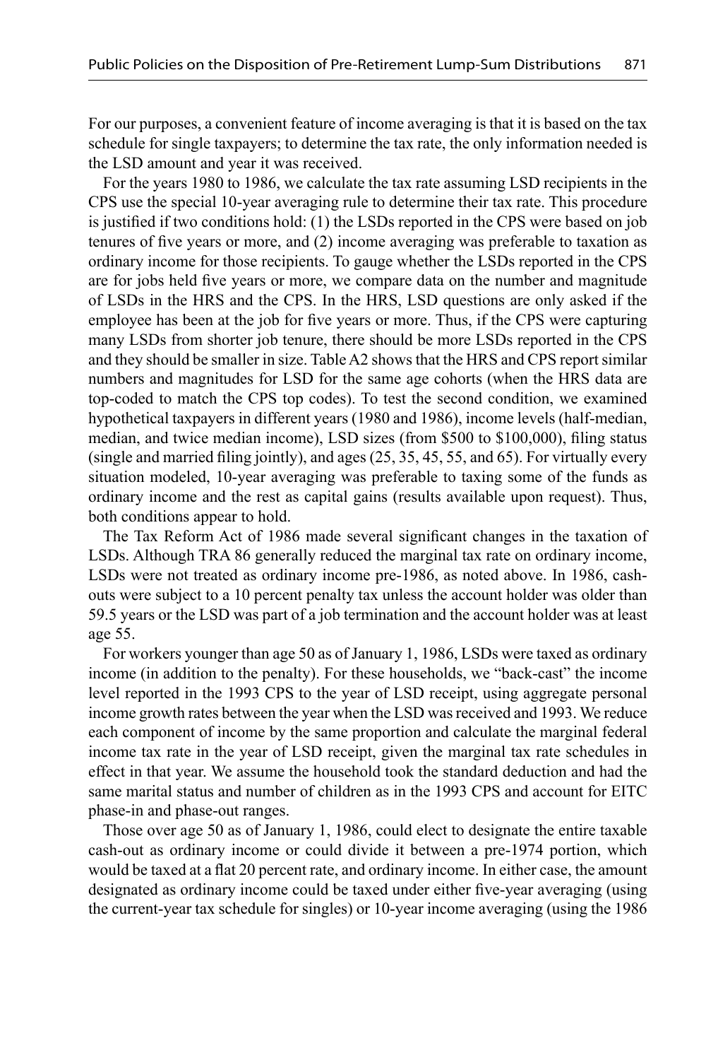For our purposes, a convenient feature of income averaging is that it is based on the tax schedule for single taxpayers; to determine the tax rate, the only information needed is the LSD amount and year it was received.

For the years 1980 to 1986, we calculate the tax rate assuming LSD recipients in the CPS use the special 10-year averaging rule to determine their tax rate. This procedure is justified if two conditions hold: (1) the LSDs reported in the CPS were based on job tenures of five years or more, and (2) income averaging was preferable to taxation as ordinary income for those recipients. To gauge whether the LSDs reported in the CPS are for jobs held five years or more, we compare data on the number and magnitude of LSDs in the HRS and the CPS. In the HRS, LSD questions are only asked if the employee has been at the job for five years or more. Thus, if the CPS were capturing many LSDs from shorter job tenure, there should be more LSDs reported in the CPS and they should be smaller in size. Table A2 shows that the HRS and CPS report similar numbers and magnitudes for LSD for the same age cohorts (when the HRS data are top-coded to match the CPS top codes). To test the second condition, we examined hypothetical taxpayers in different years (1980 and 1986), income levels (half-median, median, and twice median income), LSD sizes (from \$500 to \$100,000), filing status (single and married filing jointly), and ages (25, 35, 45, 55, and 65). For virtually every situation modeled, 10-year averaging was preferable to taxing some of the funds as ordinary income and the rest as capital gains (results available upon request). Thus, both conditions appear to hold.

The Tax Reform Act of 1986 made several significant changes in the taxation of LSDs. Although TRA 86 generally reduced the marginal tax rate on ordinary income, LSDs were not treated as ordinary income pre-1986, as noted above. In 1986, cash-outs were subject to a 10 percent penalty tax unless the account holder was older than 59.5 years or the LSD was part of a job termination and the account holder was at least age 55.

For workers younger than age 50 as of January 1, 1986, LSDs were taxed as ordinary income (in addition to the penalty). For these households, we "back-cast" the income level reported in the 1993 CPS to the year of LSD receipt, using aggregate personal income growth rates between the year when the LSD was received and 1993. We reduce each component of income by the same proportion and calculate the marginal federal income tax rate in the year of LSD receipt, given the marginal tax rate schedules in effect in that year. We assume the household took the standard deduction and had the same marital status and number of children as in the 1993 CPS and account for EITC phase-in and phase-out ranges.

Those over age 50 as of January 1, 1986, could elect to designate the entire taxable cash-out as ordinary income or could divide it between a pre-1974 portion, which would be taxed at a flat 20 percent rate, and ordinary income. In either case, the amount designated as ordinary income could be taxed under either five-year averaging (using the current-year tax schedule for singles) or 10-year income averaging (using the 1986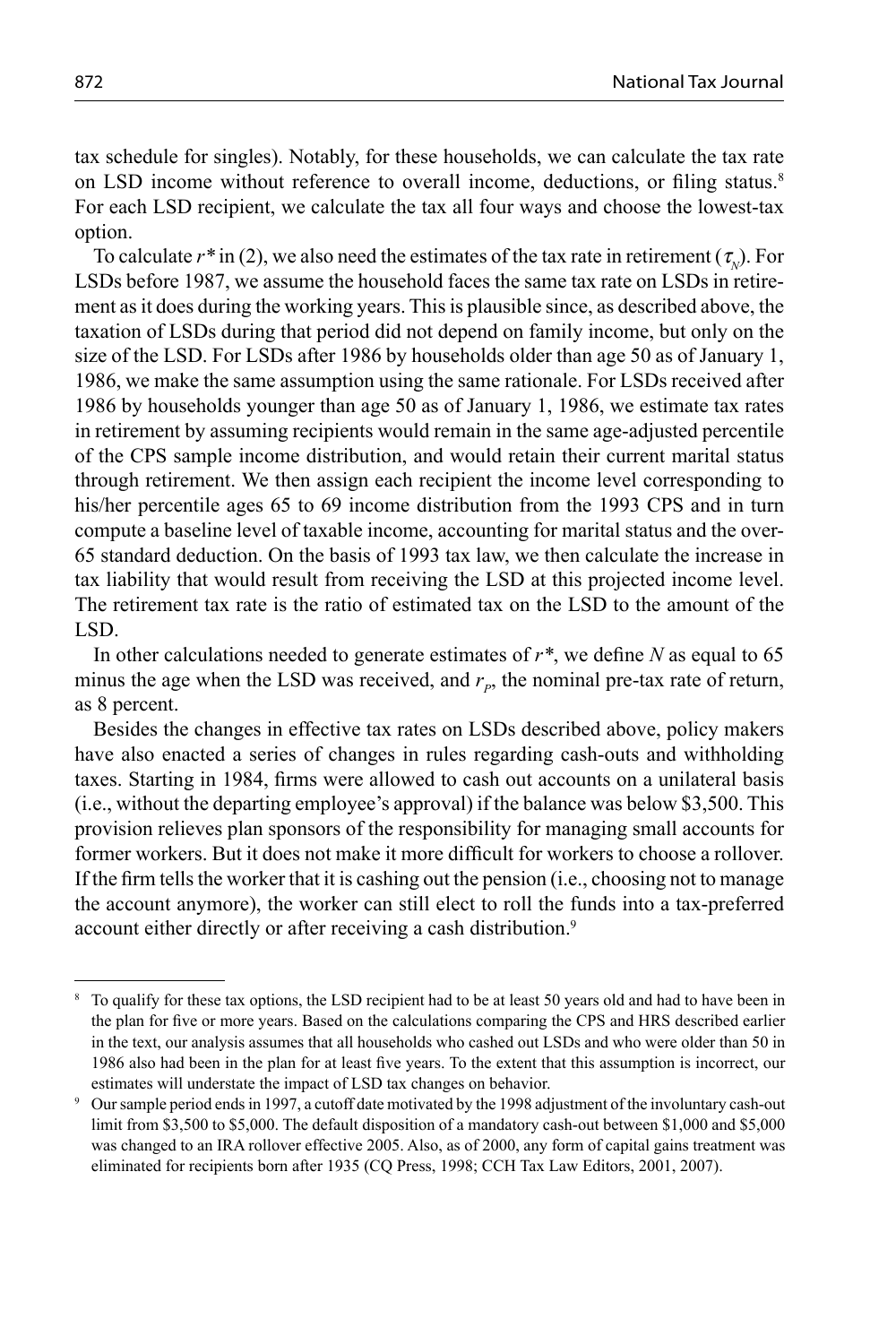tax schedule for singles). Notably, for these households, we can calculate the tax rate on LSD income without reference to overall income, deductions, or filing status.[8] For each LSD recipient, we calculate the tax all four ways and choose the lowest-tax option.

To calculate $r^*$ in (2), we also need the estimates of the tax rate in retirement ($\tau_N$). For LSDs before 1987, we assume the household faces the same tax rate on LSDs in retirement as it does during the working years. This is plausible since, as described above, the taxation of LSDs during that period did not depend on family income, but only on the size of the LSD. For LSDs after 1986 by households older than age 50 as of January 1, 1986, we make the same assumption using the same rationale. For LSDs received after 1986 by households younger than age 50 as of January 1, 1986, we estimate tax rates in retirement by assuming recipients would remain in the same age-adjusted percentile of the CPS sample income distribution, and would retain their current marital status through retirement. We then assign each recipient the income level corresponding to his/her percentile ages 65 to 69 income distribution from the 1993 CPS and in turn compute a baseline level of taxable income, accounting for marital status and the over-65 standard deduction. On the basis of 1993 tax law, we then calculate the increase in tax liability that would result from receiving the LSD at this projected income level. The retirement tax rate is the ratio of estimated tax on the LSD to the amount of the LSD.

In other calculations needed to generate estimates of $r^*$, we define $N$ as equal to 65 minus the age when the LSD was received, and $r_p$, the nominal pre-tax rate of return, as 8 percent.

Besides the changes in effective tax rates on LSDs described above, policy makers have also enacted a series of changes in rules regarding cash-outs and withholding taxes. Starting in 1984, firms were allowed to cash out accounts on a unilateral basis (i.e., without the departing employee's approval) if the balance was below \$3,500. This provision relieves plan sponsors of the responsibility for managing small accounts for former workers. But it does not make it more difficult for workers to choose a rollover. If the firm tells the worker that it is cashing out the pension (i.e., choosing not to manage the account anymore), the worker can still elect to roll the funds into a tax-preferred account either directly or after receiving a cash distribution.[9]

---

[8] To qualify for these tax options, the LSD recipient had to be at least 50 years old and had to have been in the plan for five or more years. Based on the calculations comparing the CPS and HRS described earlier in the text, our analysis assumes that all households who cashed out LSDs and who were older than 50 in 1986 also had been in the plan for at least five years. To the extent that this assumption is incorrect, our estimates will understate the impact of LSD tax changes on behavior.

[9] Our sample period ends in 1997, a cutoff date motivated by the 1998 adjustment of the involuntary cash-out limit from \$3,500 to \$5,000. The default disposition of a mandatory cash-out between \$1,000 and \$5,000 was changed to an IRA rollover effective 2005. Also, as of 2000, any form of capital gains treatment was eliminated for recipients born after 1935 (CQ Press, 1998; CCH Tax Law Editors, 2001, 2007).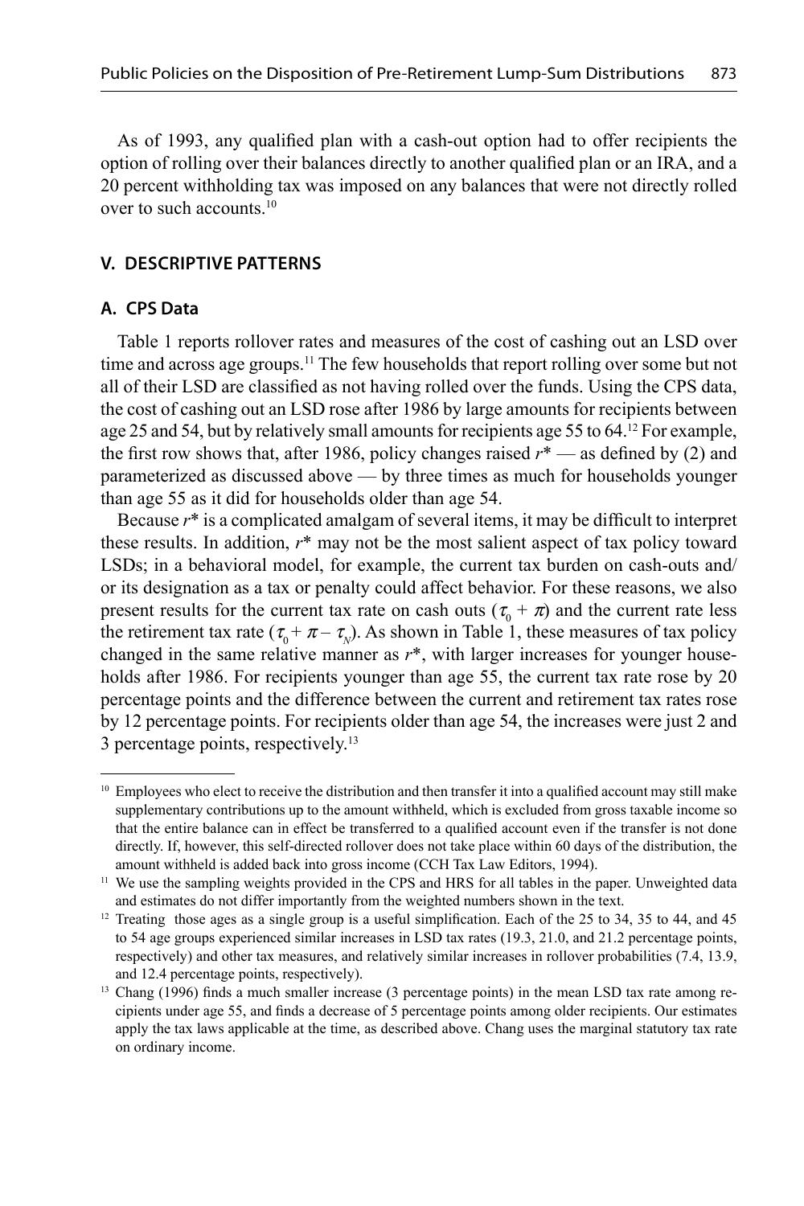As of 1993, any qualified plan with a cash-out option had to offer recipients the option of rolling over their balances directly to another qualified plan or an IRA, and a 20 percent withholding tax was imposed on any balances that were not directly rolled over to such accounts.[10]

## V. DESCRIPTIVE PATTERNS

### A. CPS Data

Table 1 reports rollover rates and measures of the cost of cashing out an LSD over time and across age groups.[11] The few households that report rolling over some but not all of their LSD are classified as not having rolled over the funds. Using the CPS data, the cost of cashing out an LSD rose after 1986 by large amounts for recipients between age 25 and 54, but by relatively small amounts for recipients age 55 to 64.[12] For example, the first row shows that, after 1986, policy changes raised $r^*$ — as defined by (2) and parameterized as discussed above — by three times as much for households younger than age 55 as it did for households older than age 54.

Because $r^*$ is a complicated amalgam of several items, it may be difficult to interpret these results. In addition, $r^*$ may not be the most salient aspect of tax policy toward LSDs; in a behavioral model, for example, the current tax burden on cash-outs and/or its designation as a tax or penalty could affect behavior. For these reasons, we also present results for the current tax rate on cash outs ($\tau_0 + \pi$) and the current rate less the retirement tax rate ($\tau_0 + \pi - \tau_N$). As shown in Table 1, these measures of tax policy changed in the same relative manner as $r^*$, with larger increases for younger households after 1986. For recipients younger than age 55, the current tax rate rose by 20 percentage points and the difference between the current and retirement tax rates rose by 12 percentage points. For recipients older than age 54, the increases were just 2 and 3 percentage points, respectively.[13]

---

[10] Employees who elect to receive the distribution and then transfer it into a qualified account may still make supplementary contributions up to the amount withheld, which is excluded from gross taxable income so that the entire balance can in effect be transferred to a qualified account even if the transfer is not done directly. If, however, this self-directed rollover does not take place within 60 days of the distribution, the amount withheld is added back into gross income (CCH Tax Law Editors, 1994).

[11] We use the sampling weights provided in the CPS and HRS for all tables in the paper. Unweighted data and estimates do not differ importantly from the weighted numbers shown in the text.

[12] Treating those ages as a single group is a useful simplification. Each of the 25 to 34, 35 to 44, and 45 to 54 age groups experienced similar increases in LSD tax rates (19.3, 21.0, and 21.2 percentage points, respectively) and other tax measures, and relatively similar increases in rollover probabilities (7.4, 13.9, and 12.4 percentage points, respectively).

[13] Chang (1996) finds a much smaller increase (3 percentage points) in the mean LSD tax rate among recipients under age 55, and finds a decrease of 5 percentage points among older recipients. Our estimates apply the tax laws applicable at the time, as described above. Chang uses the marginal statutory tax rate on ordinary income.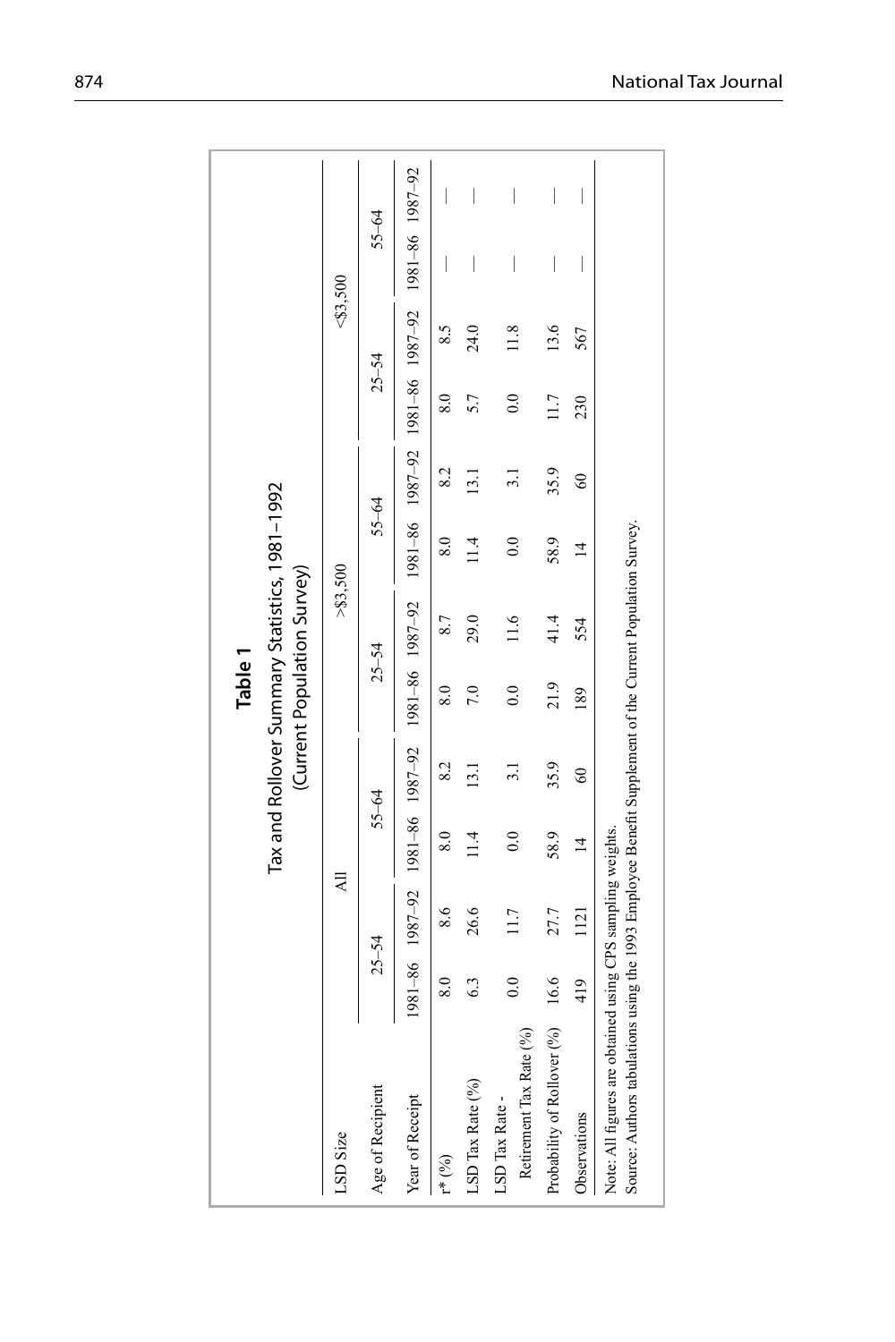**Table 1**

Tax and Rollover Summary Statistics, 1981–1992
(Current Population Survey)

| LSD Size | All | | | | >$3,500 | | | | <$3,500 | | | |
|---|---|---|---|---|---|---|---|---|---|---|---|---|
| Age of Recipient | 25–54 | | 55–64 | | 25–54 | | 55–64 | | 25–54 | | 55–64 | |
| Year of Receipt | 1981–86 | 1987–92 | 1981–86 | 1987–92 | 1981–86 | 1987–92 | 1981–86 | 1987–92 | 1981–86 | 1987–92 | 1981–86 | 1987–92 |
| r* (%) | 8.0 | 8.6 | 8.0 | 8.2 | 8.0 | 8.7 | 8.0 | 8.2 | 8.0 | 8.5 | — | — |
| LSD Tax Rate (%) | 6.3 | 26.6 | 11.4 | 13.1 | 7.0 | 29.0 | 11.4 | 13.1 | 5.7 | 24.0 | — | — |
| LSD Tax Rate - Retirement Tax Rate (%) | 0.0 | 11.7 | 0.0 | 3.1 | 0.0 | 11.6 | 0.0 | 3.1 | 0.0 | 11.8 | — | — |
| Probability of Rollover (%) | 16.6 | 27.7 | 58.9 | 35.9 | 21.9 | 41.4 | 58.9 | 35.9 | 11.7 | 13.6 | — | — |
| Observations | 419 | 1121 | 14 | 60 | 189 | 554 | 14 | 60 | 230 | 567 | — | — |

Note: All figures are obtained using CPS sampling weights.
Source: Authors tabulations using the 1993 Employee Benefit Supplement of the Current Population Survey.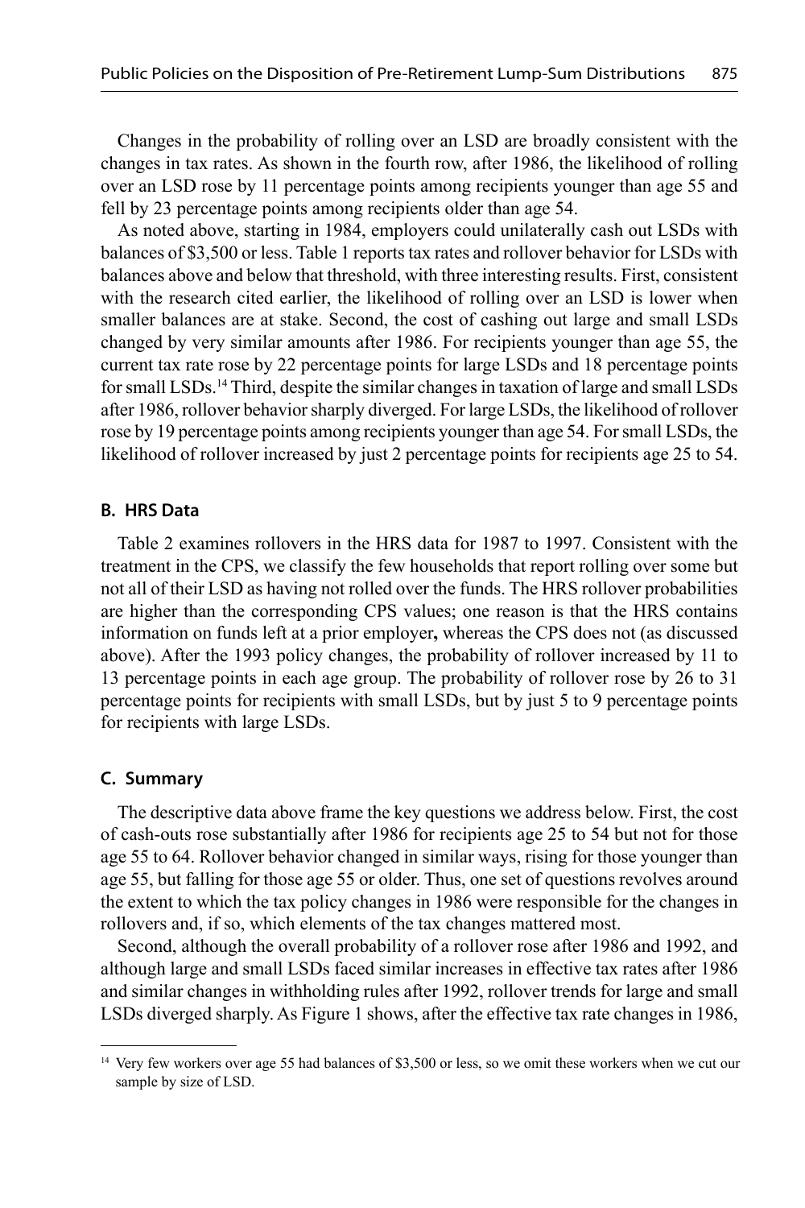Changes in the probability of rolling over an LSD are broadly consistent with the changes in tax rates. As shown in the fourth row, after 1986, the likelihood of rolling over an LSD rose by 11 percentage points among recipients younger than age 55 and fell by 23 percentage points among recipients older than age 54.

As noted above, starting in 1984, employers could unilaterally cash out LSDs with balances of $3,500 or less. Table 1 reports tax rates and rollover behavior for LSDs with balances above and below that threshold, with three interesting results. First, consistent with the research cited earlier, the likelihood of rolling over an LSD is lower when smaller balances are at stake. Second, the cost of cashing out large and small LSDs changed by very similar amounts after 1986. For recipients younger than age 55, the current tax rate rose by 22 percentage points for large LSDs and 18 percentage points for small LSDs.[14] Third, despite the similar changes in taxation of large and small LSDs after 1986, rollover behavior sharply diverged. For large LSDs, the likelihood of rollover rose by 19 percentage points among recipients younger than age 54. For small LSDs, the likelihood of rollover increased by just 2 percentage points for recipients age 25 to 54.

### B. HRS Data

Table 2 examines rollovers in the HRS data for 1987 to 1997. Consistent with the treatment in the CPS, we classify the few households that report rolling over some but not all of their LSD as having not rolled over the funds. The HRS rollover probabilities are higher than the corresponding CPS values; one reason is that the HRS contains information on funds left at a prior employer**,** whereas the CPS does not (as discussed above). After the 1993 policy changes, the probability of rollover increased by 11 to 13 percentage points in each age group. The probability of rollover rose by 26 to 31 percentage points for recipients with small LSDs, but by just 5 to 9 percentage points for recipients with large LSDs.

### C. Summary

The descriptive data above frame the key questions we address below. First, the cost of cash-outs rose substantially after 1986 for recipients age 25 to 54 but not for those age 55 to 64. Rollover behavior changed in similar ways, rising for those younger than age 55, but falling for those age 55 or older. Thus, one set of questions revolves around the extent to which the tax policy changes in 1986 were responsible for the changes in rollovers and, if so, which elements of the tax changes mattered most.

Second, although the overall probability of a rollover rose after 1986 and 1992, and although large and small LSDs faced similar increases in effective tax rates after 1986 and similar changes in withholding rules after 1992, rollover trends for large and small LSDs diverged sharply. As Figure 1 shows, after the effective tax rate changes in 1986,

[14] Very few workers over age 55 had balances of $3,500 or less, so we omit these workers when we cut our sample by size of LSD.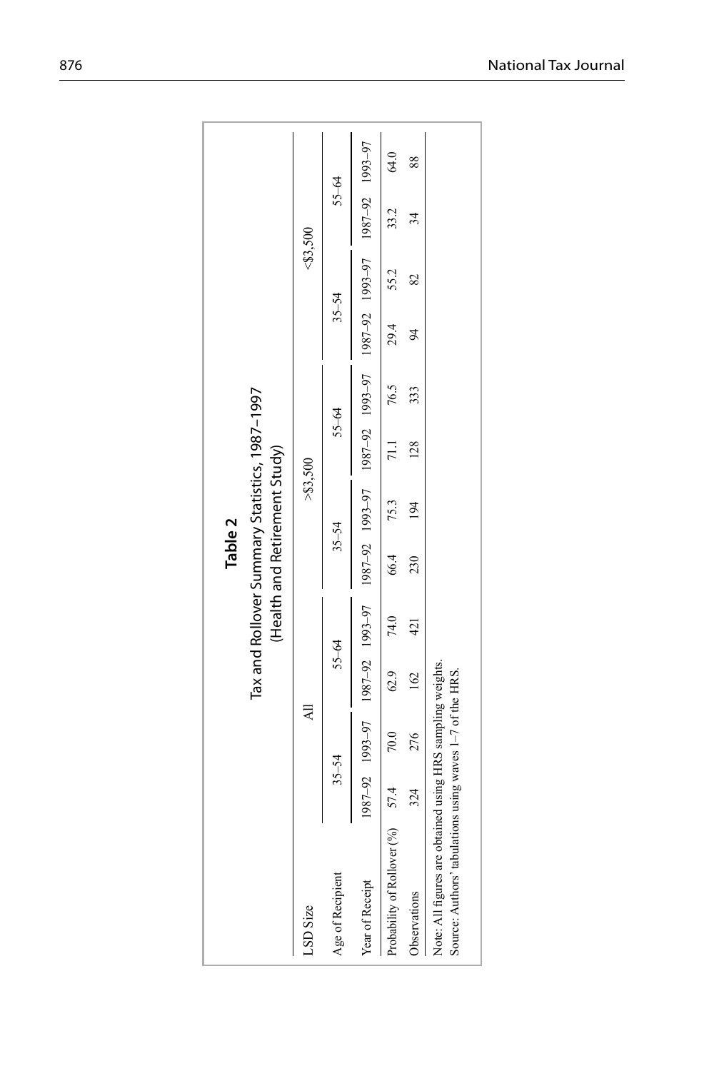## Table 2

Tax and Rollover Summary Statistics, 1987–1997
(Health and Retirement Study)

| LSD Size | All | | | | >$3,500 | | | | <$3,500 | | | |
|---|---|---|---|---|---|---|---|---|---|---|---|---|
| Age of Recipient | 35–54 | | 55–64 | | 35–54 | | 55–64 | | 35–54 | | 55–64 | |
| Year of Receipt | 1987–92 | 1993–97 | 1987–92 | 1993–97 | 1987–92 | 1993–97 | 1987–92 | 1993–97 | 1987–92 | 1993–97 | 1987–92 | 1993–97 |
| Probability of Rollover (%) | 57.4 | 70.0 | 62.9 | 74.0 | 66.4 | 75.3 | 71.1 | 76.5 | 29.4 | 55.2 | 33.2 | 64.0 |
| Observations | 324 | 276 | 162 | 421 | 230 | 194 | 128 | 333 | 94 | 82 | 34 | 88 |

Note: All figures are obtained using HRS sampling weights.
Source: Authors' tabulations using waves 1–7 of the HRS.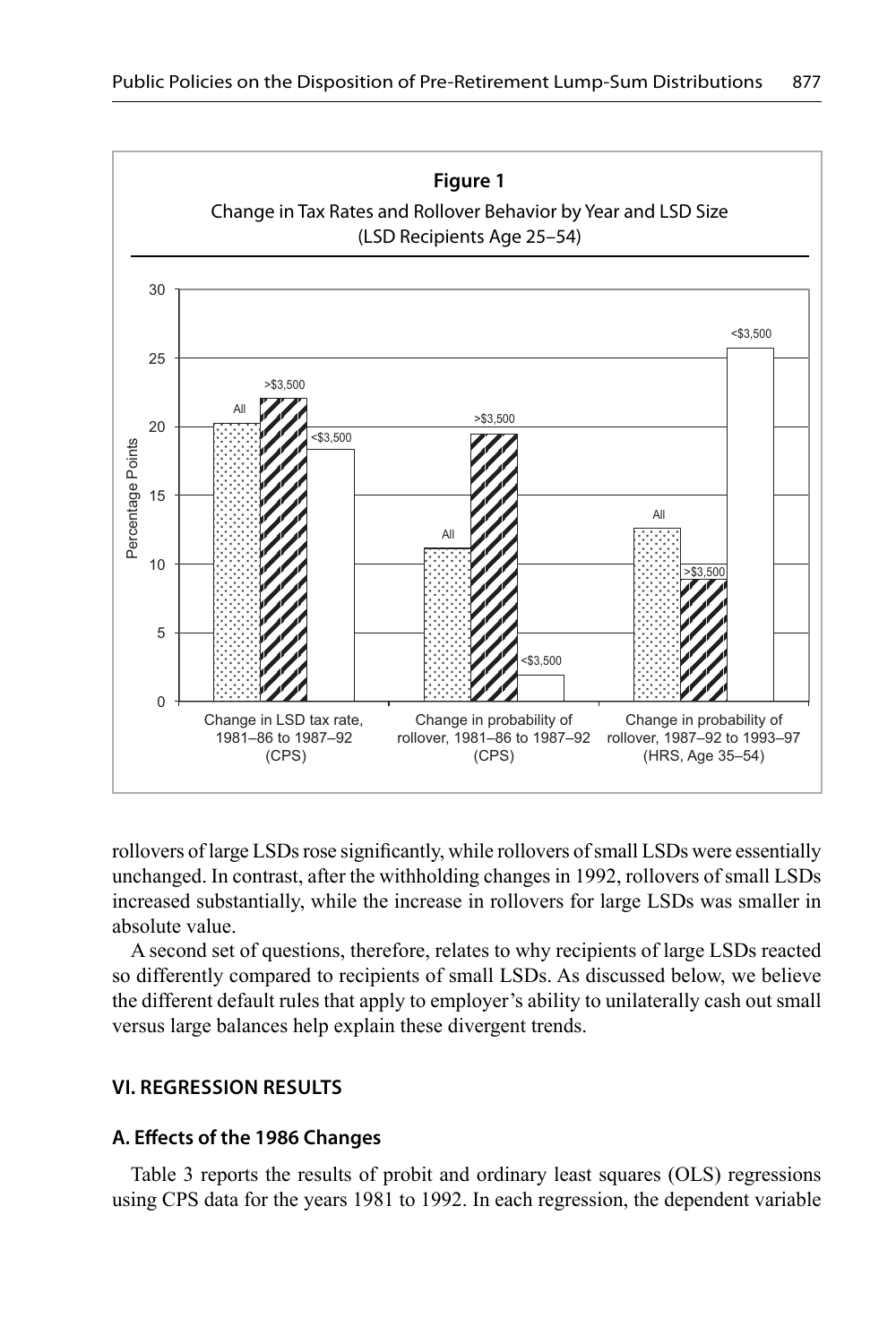**Figure 1**

Change in Tax Rates and Rollover Behavior by Year and LSD Size (LSD Recipients Age 25–54)

rollovers of large LSDs rose significantly, while rollovers of small LSDs were essentially unchanged. In contrast, after the withholding changes in 1992, rollovers of small LSDs increased substantially, while the increase in rollovers for large LSDs was smaller in absolute value.

A second set of questions, therefore, relates to why recipients of large LSDs reacted so differently compared to recipients of small LSDs. As discussed below, we believe the different default rules that apply to employer's ability to unilaterally cash out small versus large balances help explain these divergent trends.

## VI. REGRESSION RESULTS

### A. Effects of the 1986 Changes

Table 3 reports the results of probit and ordinary least squares (OLS) regressions using CPS data for the years 1981 to 1992. In each regression, the dependent variable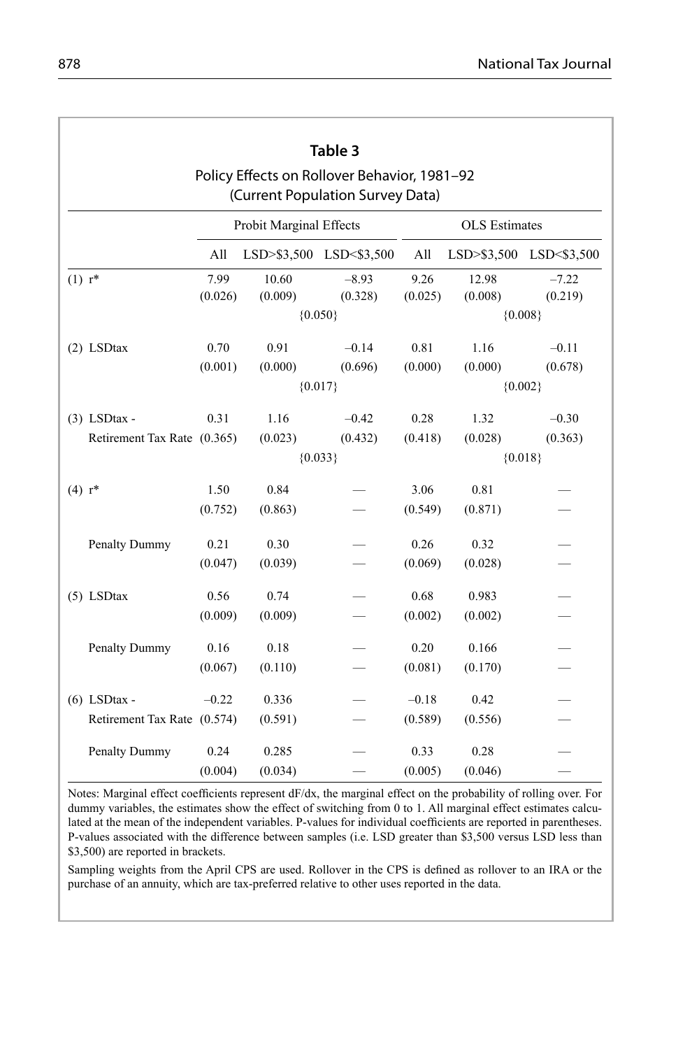**Table 3**

Policy Effects on Rollover Behavior, 1981–92
(Current Population Survey Data)

| | Probit Marginal Effects | | | OLS Estimates | | |
|---|---|---|---|---|---|---|
| | All | LSD>$3,500 | LSD<$3,500 | All | LSD>$3,500 | LSD<$3,500 |
| (1) r* | 7.99 | 10.60 | –8.93 | 9.26 | 12.98 | –7.22 |
| | (0.026) | (0.009) | (0.328) | (0.025) | (0.008) | (0.219) |
| | | {0.050} | | | {0.008} | |
| (2) LSDtax | 0.70 | 0.91 | –0.14 | 0.81 | 1.16 | –0.11 |
| | (0.001) | (0.000) | (0.696) | (0.000) | (0.000) | (0.678) |
| | | {0.017} | | | {0.002} | |
| (3) LSDtax - | 0.31 | 1.16 | –0.42 | 0.28 | 1.32 | –0.30 |
| Retirement Tax Rate | (0.365) | (0.023) | (0.432) | (0.418) | (0.028) | (0.363) |
| | | {0.033} | | | {0.018} | |
| (4) r* | 1.50 | 0.84 | — | 3.06 | 0.81 | — |
| | (0.752) | (0.863) | — | (0.549) | (0.871) | — |
| Penalty Dummy | 0.21 | 0.30 | — | 0.26 | 0.32 | — |
| | (0.047) | (0.039) | — | (0.069) | (0.028) | — |
| (5) LSDtax | 0.56 | 0.74 | — | 0.68 | 0.983 | — |
| | (0.009) | (0.009) | — | (0.002) | (0.002) | — |
| Penalty Dummy | 0.16 | 0.18 | — | 0.20 | 0.166 | — |
| | (0.067) | (0.110) | — | (0.081) | (0.170) | — |
| (6) LSDtax - | –0.22 | 0.336 | — | –0.18 | 0.42 | — |
| Retirement Tax Rate | (0.574) | (0.591) | — | (0.589) | (0.556) | — |
| Penalty Dummy | 0.24 | 0.285 | — | 0.33 | 0.28 | — |
| | (0.004) | (0.034) | — | (0.005) | (0.046) | — |

Notes: Marginal effect coefficients represent dF/dx, the marginal effect on the probability of rolling over. For dummy variables, the estimates show the effect of switching from 0 to 1. All marginal effect estimates calculated at the mean of the independent variables. P-values for individual coefficients are reported in parentheses. P-values associated with the difference between samples (i.e. LSD greater than $3,500 versus LSD less than $3,500) are reported in brackets.

Sampling weights from the April CPS are used. Rollover in the CPS is defined as rollover to an IRA or the purchase of an annuity, which are tax-preferred relative to other uses reported in the data.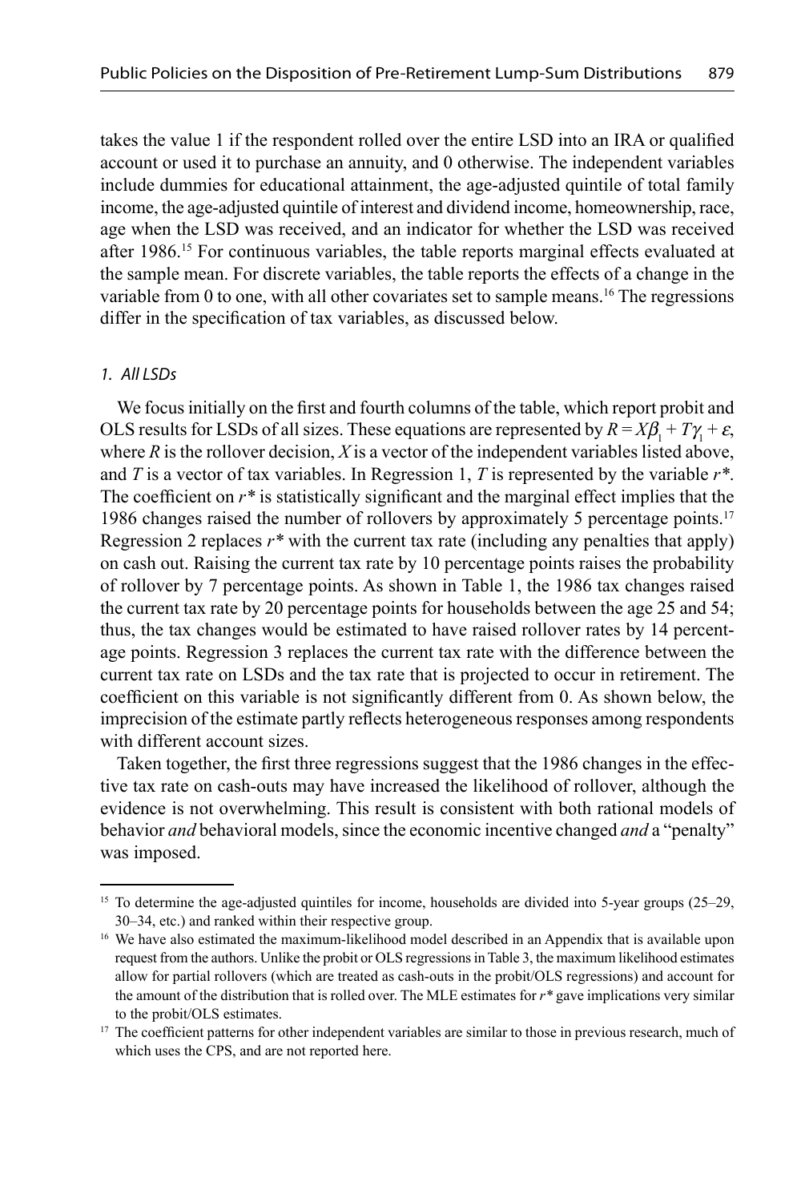takes the value 1 if the respondent rolled over the entire LSD into an IRA or qualified account or used it to purchase an annuity, and 0 otherwise. The independent variables include dummies for educational attainment, the age-adjusted quintile of total family income, the age-adjusted quintile of interest and dividend income, homeownership, race, age when the LSD was received, and an indicator for whether the LSD was received after 1986.[15] For continuous variables, the table reports marginal effects evaluated at the sample mean. For discrete variables, the table reports the effects of a change in the variable from 0 to one, with all other covariates set to sample means.[16] The regressions differ in the specification of tax variables, as discussed below.

### *1. All LSDs*

We focus initially on the first and fourth columns of the table, which report probit and OLS results for LSDs of all sizes. These equations are represented by $R = X\beta_1 + T\gamma_1 + \varepsilon$, where $R$ is the rollover decision, $X$ is a vector of the independent variables listed above, and $T$ is a vector of tax variables. In Regression 1, $T$ is represented by the variable $r^*$. The coefficient on $r^*$ is statistically significant and the marginal effect implies that the 1986 changes raised the number of rollovers by approximately 5 percentage points.[17] Regression 2 replaces $r^*$ with the current tax rate (including any penalties that apply) on cash out. Raising the current tax rate by 10 percentage points raises the probability of rollover by 7 percentage points. As shown in Table 1, the 1986 tax changes raised the current tax rate by 20 percentage points for households between the age 25 and 54; thus, the tax changes would be estimated to have raised rollover rates by 14 percentage points. Regression 3 replaces the current tax rate with the difference between the current tax rate on LSDs and the tax rate that is projected to occur in retirement. The coefficient on this variable is not significantly different from 0. As shown below, the imprecision of the estimate partly reflects heterogeneous responses among respondents with different account sizes.

Taken together, the first three regressions suggest that the 1986 changes in the effective tax rate on cash-outs may have increased the likelihood of rollover, although the evidence is not overwhelming. This result is consistent with both rational models of behavior *and* behavioral models, since the economic incentive changed *and* a "penalty" was imposed.

---

[15] To determine the age-adjusted quintiles for income, households are divided into 5-year groups (25–29, 30–34, etc.) and ranked within their respective group.

[16] We have also estimated the maximum-likelihood model described in an Appendix that is available upon request from the authors. Unlike the probit or OLS regressions in Table 3, the maximum likelihood estimates allow for partial rollovers (which are treated as cash-outs in the probit/OLS regressions) and account for the amount of the distribution that is rolled over. The MLE estimates for $r^*$ gave implications very similar to the probit/OLS estimates.

[17] The coefficient patterns for other independent variables are similar to those in previous research, much of which uses the CPS, and are not reported here.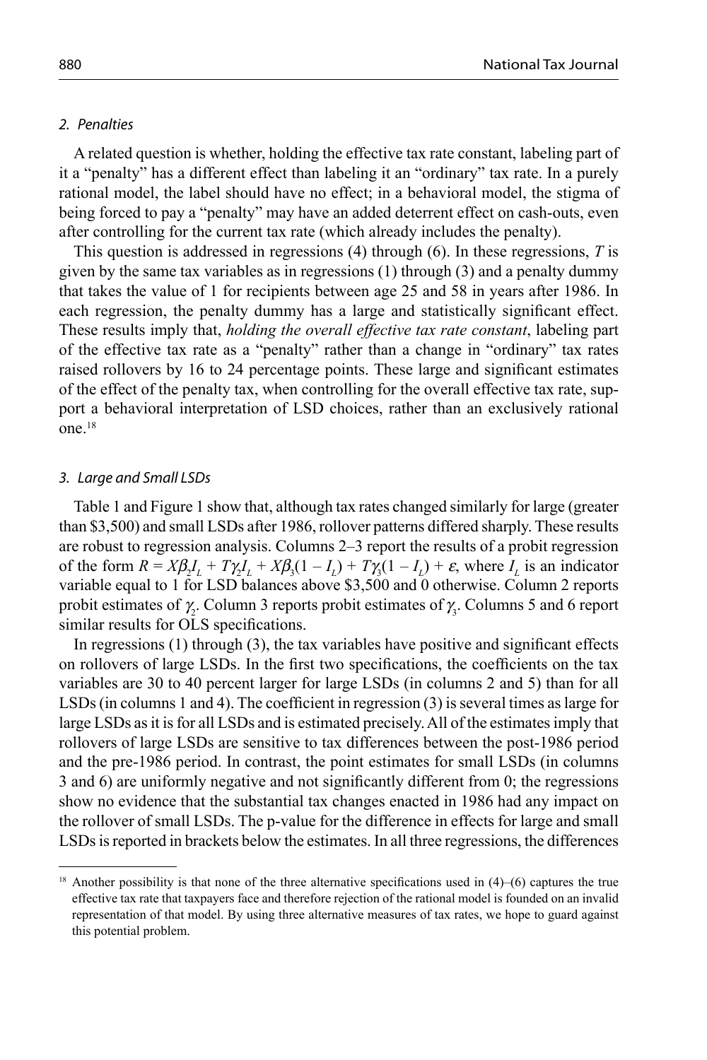### 2. Penalties

A related question is whether, holding the effective tax rate constant, labeling part of it a "penalty" has a different effect than labeling it an "ordinary" tax rate. In a purely rational model, the label should have no effect; in a behavioral model, the stigma of being forced to pay a "penalty" may have an added deterrent effect on cash-outs, even after controlling for the current tax rate (which already includes the penalty).

This question is addressed in regressions (4) through (6). In these regressions, $T$ is given by the same tax variables as in regressions (1) through (3) and a penalty dummy that takes the value of 1 for recipients between age 25 and 58 in years after 1986. In each regression, the penalty dummy has a large and statistically significant effect. These results imply that, *holding the overall effective tax rate constant*, labeling part of the effective tax rate as a "penalty" rather than a change in "ordinary" tax rates raised rollovers by 16 to 24 percentage points. These large and significant estimates of the effect of the penalty tax, when controlling for the overall effective tax rate, support a behavioral interpretation of LSD choices, rather than an exclusively rational one.[18]

### 3. Large and Small LSDs

Table 1 and Figure 1 show that, although tax rates changed similarly for large (greater than \$3,500) and small LSDs after 1986, rollover patterns differed sharply. These results are robust to regression analysis. Columns 2–3 report the results of a probit regression of the form $R = X\beta_2 I_L + T\gamma_2 I_L + X\beta_3(1 - I_L) + T\gamma_3(1 - I_L) + \varepsilon$, where $I_L$ is an indicator variable equal to 1 for LSD balances above \$3,500 and 0 otherwise. Column 2 reports probit estimates of $\gamma_2$. Column 3 reports probit estimates of $\gamma_3$. Columns 5 and 6 report similar results for OLS specifications.

In regressions (1) through (3), the tax variables have positive and significant effects on rollovers of large LSDs. In the first two specifications, the coefficients on the tax variables are 30 to 40 percent larger for large LSDs (in columns 2 and 5) than for all LSDs (in columns 1 and 4). The coefficient in regression (3) is several times as large for large LSDs as it is for all LSDs and is estimated precisely. All of the estimates imply that rollovers of large LSDs are sensitive to tax differences between the post-1986 period and the pre-1986 period. In contrast, the point estimates for small LSDs (in columns 3 and 6) are uniformly negative and not significantly different from 0; the regressions show no evidence that the substantial tax changes enacted in 1986 had any impact on the rollover of small LSDs. The p-value for the difference in effects for large and small LSDs is reported in brackets below the estimates. In all three regressions, the differences

---

[18] Another possibility is that none of the three alternative specifications used in (4)–(6) captures the true effective tax rate that taxpayers face and therefore rejection of the rational model is founded on an invalid representation of that model. By using three alternative measures of tax rates, we hope to guard against this potential problem.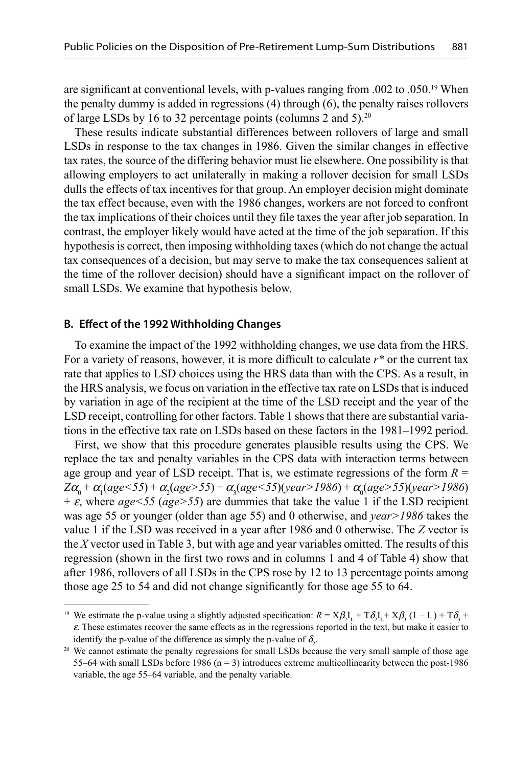are significant at conventional levels, with p-values ranging from .002 to .050.[19] When the penalty dummy is added in regressions (4) through (6), the penalty raises rollovers of large LSDs by 16 to 32 percentage points (columns 2 and 5).[20]

These results indicate substantial differences between rollovers of large and small LSDs in response to the tax changes in 1986. Given the similar changes in effective tax rates, the source of the differing behavior must lie elsewhere. One possibility is that allowing employers to act unilaterally in making a rollover decision for small LSDs dulls the effects of tax incentives for that group. An employer decision might dominate the tax effect because, even with the 1986 changes, workers are not forced to confront the tax implications of their choices until they file taxes the year after job separation. In contrast, the employer likely would have acted at the time of the job separation. If this hypothesis is correct, then imposing withholding taxes (which do not change the actual tax consequences of a decision, but may serve to make the tax consequences salient at the time of the rollover decision) should have a significant impact on the rollover of small LSDs. We examine that hypothesis below.

### B. Effect of the 1992 Withholding Changes

To examine the impact of the 1992 withholding changes, we use data from the HRS. For a variety of reasons, however, it is more difficult to calculate $r^*$ or the current tax rate that applies to LSD choices using the HRS data than with the CPS. As a result, in the HRS analysis, we focus on variation in the effective tax rate on LSDs that is induced by variation in age of the recipient at the time of the LSD receipt and the year of the LSD receipt, controlling for other factors. Table 1 shows that there are substantial variations in the effective tax rate on LSDs based on these factors in the 1981–1992 period.

First, we show that this procedure generates plausible results using the CPS. We replace the tax and penalty variables in the CPS data with interaction terms between age group and year of LSD receipt. That is, we estimate regressions of the form $R = Z\alpha_0 + \alpha_1(age{<}55) + \alpha_2(age{>}55) + \alpha_3(age{<}55)(year{>}1986) + \alpha_0(age{>}55)(year{>}1986) + \varepsilon$, where *age<55* (*age>55*) are dummies that take the value 1 if the LSD recipient was age 55 or younger (older than age 55) and 0 otherwise, and *year>1986* takes the value 1 if the LSD was received in a year after 1986 and 0 otherwise. The $Z$ vector is the $X$ vector used in Table 3, but with age and year variables omitted. The results of this regression (shown in the first two rows and in columns 1 and 4 of Table 4) show that after 1986, rollovers of all LSDs in the CPS rose by 12 to 13 percentage points among those age 25 to 54 and did not change significantly for those age 55 to 64.

---

[19] We estimate the p-value using a slightly adjusted specification: $R = X\beta_2 I_L + T\delta_2 I_L + X\beta_3(1 - I_L) + T\delta_3 + \varepsilon$. These estimates recover the same effects as in the regressions reported in the text, but make it easier to identify the p-value of the difference as simply the p-value of $\delta_2$.

[20] We cannot estimate the penalty regressions for small LSDs because the very small sample of those age 55–64 with small LSDs before 1986 (n = 3) introduces extreme multicollinearity between the post-1986 variable, the age 55–64 variable, and the penalty variable.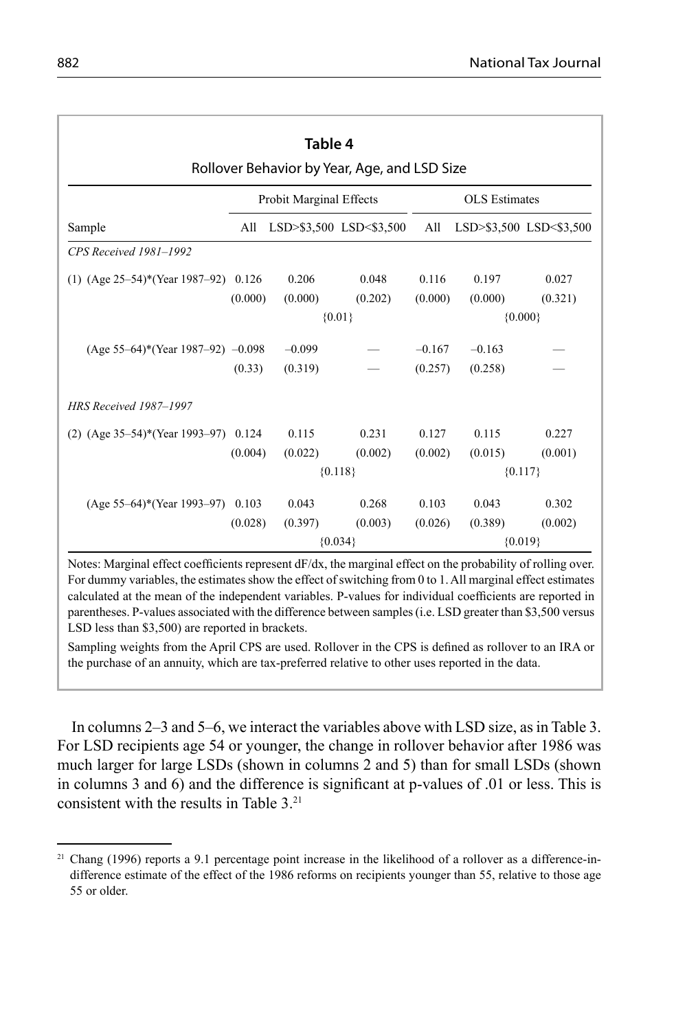**Table 4**

Rollover Behavior by Year, Age, and LSD Size

| | Probit Marginal Effects | | | OLS Estimates | | |
|---|---|---|---|---|---|---|
| Sample | All | LSD>$3,500 | LSD<$3,500 | All | LSD>$3,500 | LSD<$3,500 |
| *CPS Received 1981–1992* | | | | | | |
| (1) (Age 25–54)*(Year 1987–92) | 0.126 | 0.206 | 0.048 | 0.116 | 0.197 | 0.027 |
| | (0.000) | (0.000) | (0.202) | (0.000) | (0.000) | (0.321) |
| | | {0.01} | | | {0.000} | |
| (Age 55–64)*(Year 1987–92) | –0.098 | –0.099 | — | –0.167 | –0.163 | — |
| | (0.33) | (0.319) | — | (0.257) | (0.258) | — |
| *HRS Received 1987–1997* | | | | | | |
| (2) (Age 35–54)*(Year 1993–97) | 0.124 | 0.115 | 0.231 | 0.127 | 0.115 | 0.227 |
| | (0.004) | (0.022) | (0.002) | (0.002) | (0.015) | (0.001) |
| | | {0.118} | | | {0.117} | |
| (Age 55–64)*(Year 1993–97) | 0.103 | 0.043 | 0.268 | 0.103 | 0.043 | 0.302 |
| | (0.028) | (0.397) | (0.003) | (0.026) | (0.389) | (0.002) |
| | | {0.034} | | | {0.019} | |

Notes: Marginal effect coefficients represent dF/dx, the marginal effect on the probability of rolling over. For dummy variables, the estimates show the effect of switching from 0 to 1. All marginal effect estimates calculated at the mean of the independent variables. P-values for individual coefficients are reported in parentheses. P-values associated with the difference between samples (i.e. LSD greater than $3,500 versus LSD less than $3,500) are reported in brackets.

Sampling weights from the April CPS are used. Rollover in the CPS is defined as rollover to an IRA or the purchase of an annuity, which are tax-preferred relative to other uses reported in the data.

In columns 2–3 and 5–6, we interact the variables above with LSD size, as in Table 3. For LSD recipients age 54 or younger, the change in rollover behavior after 1986 was much larger for large LSDs (shown in columns 2 and 5) than for small LSDs (shown in columns 3 and 6) and the difference is significant at p-values of .01 or less. This is consistent with the results in Table 3.[21]

[21] Chang (1996) reports a 9.1 percentage point increase in the likelihood of a rollover as a difference-in-difference estimate of the effect of the 1986 reforms on recipients younger than 55, relative to those age 55 or older.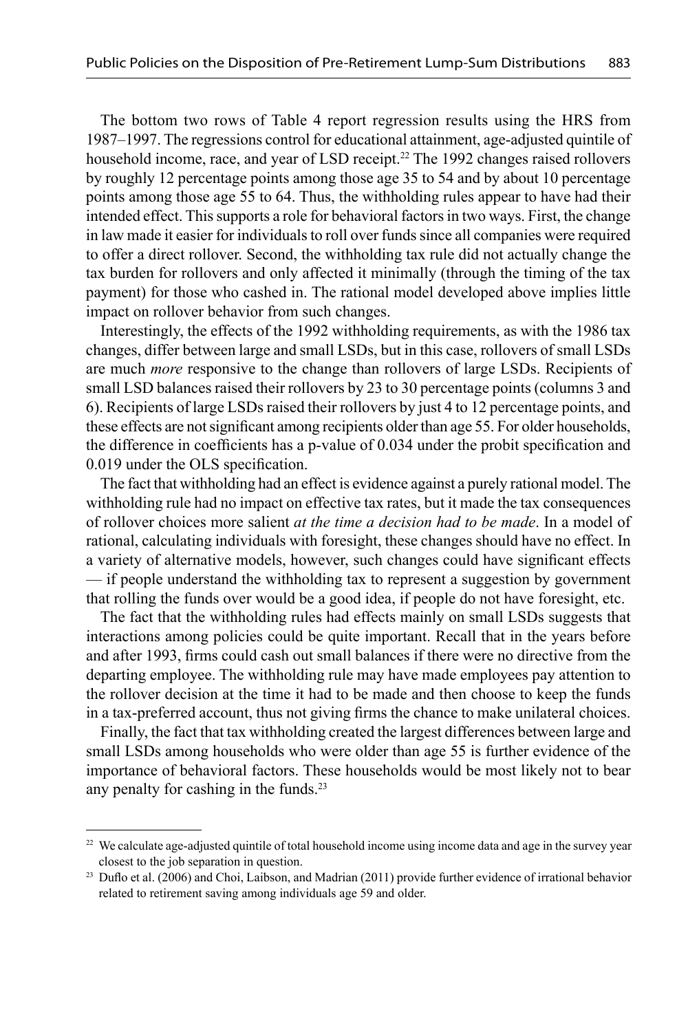The bottom two rows of Table 4 report regression results using the HRS from 1987–1997. The regressions control for educational attainment, age-adjusted quintile of household income, race, and year of LSD receipt.[22] The 1992 changes raised rollovers by roughly 12 percentage points among those age 35 to 54 and by about 10 percentage points among those age 55 to 64. Thus, the withholding rules appear to have had their intended effect. This supports a role for behavioral factors in two ways. First, the change in law made it easier for individuals to roll over funds since all companies were required to offer a direct rollover. Second, the withholding tax rule did not actually change the tax burden for rollovers and only affected it minimally (through the timing of the tax payment) for those who cashed in. The rational model developed above implies little impact on rollover behavior from such changes.

Interestingly, the effects of the 1992 withholding requirements, as with the 1986 tax changes, differ between large and small LSDs, but in this case, rollovers of small LSDs are much *more* responsive to the change than rollovers of large LSDs. Recipients of small LSD balances raised their rollovers by 23 to 30 percentage points (columns 3 and 6). Recipients of large LSDs raised their rollovers by just 4 to 12 percentage points, and these effects are not significant among recipients older than age 55. For older households, the difference in coefficients has a p-value of 0.034 under the probit specification and 0.019 under the OLS specification.

The fact that withholding had an effect is evidence against a purely rational model. The withholding rule had no impact on effective tax rates, but it made the tax consequences of rollover choices more salient *at the time a decision had to be made*. In a model of rational, calculating individuals with foresight, these changes should have no effect. In a variety of alternative models, however, such changes could have significant effects — if people understand the withholding tax to represent a suggestion by government that rolling the funds over would be a good idea, if people do not have foresight, etc.

The fact that the withholding rules had effects mainly on small LSDs suggests that interactions among policies could be quite important. Recall that in the years before and after 1993, firms could cash out small balances if there were no directive from the departing employee. The withholding rule may have made employees pay attention to the rollover decision at the time it had to be made and then choose to keep the funds in a tax-preferred account, thus not giving firms the chance to make unilateral choices.

Finally, the fact that tax withholding created the largest differences between large and small LSDs among households who were older than age 55 is further evidence of the importance of behavioral factors. These households would be most likely not to bear any penalty for cashing in the funds.[23]

---

[22] We calculate age-adjusted quintile of total household income using income data and age in the survey year closest to the job separation in question.

[23] Duflo et al. (2006) and Choi, Laibson, and Madrian (2011) provide further evidence of irrational behavior related to retirement saving among individuals age 59 and older.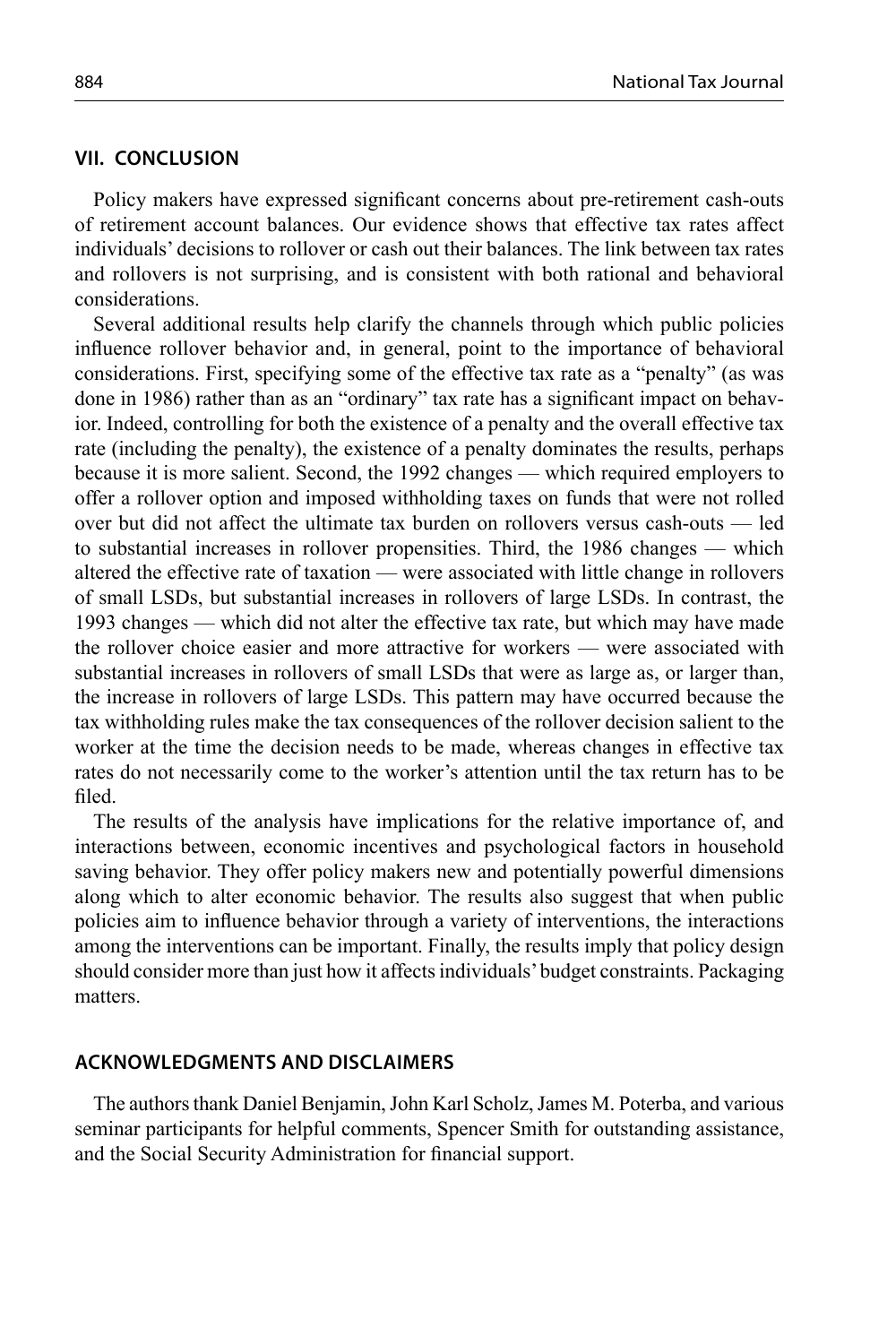## VII. CONCLUSION

Policy makers have expressed significant concerns about pre-retirement cash-outs of retirement account balances. Our evidence shows that effective tax rates affect individuals' decisions to rollover or cash out their balances. The link between tax rates and rollovers is not surprising, and is consistent with both rational and behavioral considerations.

Several additional results help clarify the channels through which public policies influence rollover behavior and, in general, point to the importance of behavioral considerations. First, specifying some of the effective tax rate as a "penalty" (as was done in 1986) rather than as an "ordinary" tax rate has a significant impact on behavior. Indeed, controlling for both the existence of a penalty and the overall effective tax rate (including the penalty), the existence of a penalty dominates the results, perhaps because it is more salient. Second, the 1992 changes — which required employers to offer a rollover option and imposed withholding taxes on funds that were not rolled over but did not affect the ultimate tax burden on rollovers versus cash-outs — led to substantial increases in rollover propensities. Third, the 1986 changes — which altered the effective rate of taxation — were associated with little change in rollovers of small LSDs, but substantial increases in rollovers of large LSDs. In contrast, the 1993 changes — which did not alter the effective tax rate, but which may have made the rollover choice easier and more attractive for workers — were associated with substantial increases in rollovers of small LSDs that were as large as, or larger than, the increase in rollovers of large LSDs. This pattern may have occurred because the tax withholding rules make the tax consequences of the rollover decision salient to the worker at the time the decision needs to be made, whereas changes in effective tax rates do not necessarily come to the worker's attention until the tax return has to be filed.

The results of the analysis have implications for the relative importance of, and interactions between, economic incentives and psychological factors in household saving behavior. They offer policy makers new and potentially powerful dimensions along which to alter economic behavior. The results also suggest that when public policies aim to influence behavior through a variety of interventions, the interactions among the interventions can be important. Finally, the results imply that policy design should consider more than just how it affects individuals' budget constraints. Packaging matters.

## ACKNOWLEDGMENTS AND DISCLAIMERS

The authors thank Daniel Benjamin, John Karl Scholz, James M. Poterba, and various seminar participants for helpful comments, Spencer Smith for outstanding assistance, and the Social Security Administration for financial support.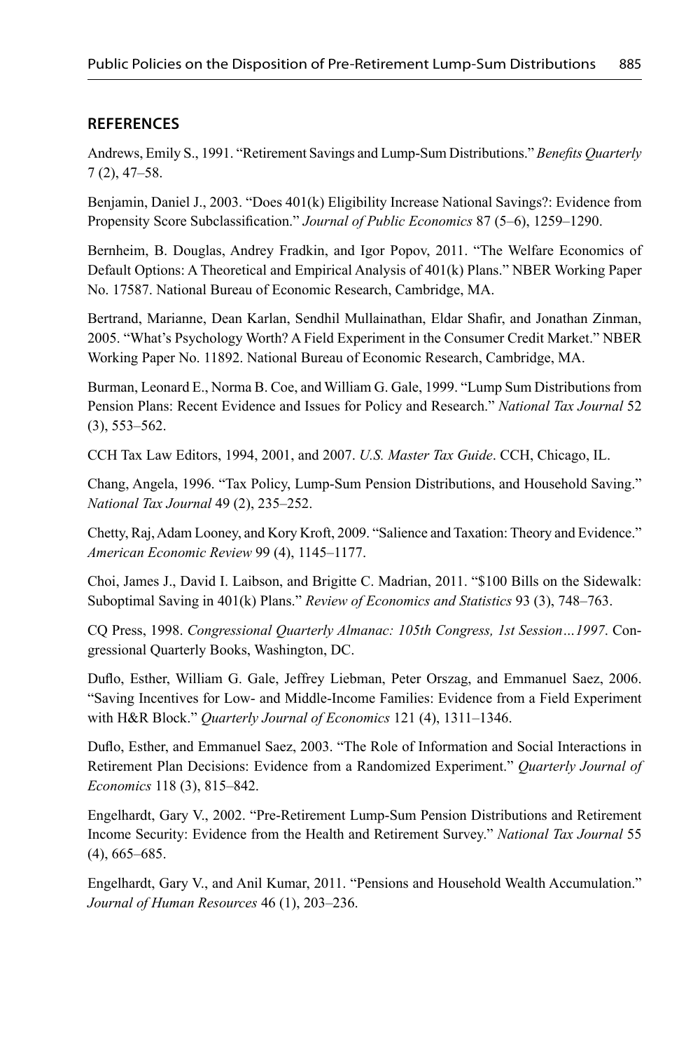## REFERENCES

Andrews, Emily S., 1991. "Retirement Savings and Lump-Sum Distributions." *Benefits Quarterly* 7 (2), 47–58.

Benjamin, Daniel J., 2003. "Does 401(k) Eligibility Increase National Savings?: Evidence from Propensity Score Subclassification." *Journal of Public Economics* 87 (5–6), 1259–1290.

Bernheim, B. Douglas, Andrey Fradkin, and Igor Popov, 2011. "The Welfare Economics of Default Options: A Theoretical and Empirical Analysis of 401(k) Plans." NBER Working Paper No. 17587. National Bureau of Economic Research, Cambridge, MA.

Bertrand, Marianne, Dean Karlan, Sendhil Mullainathan, Eldar Shafir, and Jonathan Zinman, 2005. "What's Psychology Worth? A Field Experiment in the Consumer Credit Market." NBER Working Paper No. 11892. National Bureau of Economic Research, Cambridge, MA.

Burman, Leonard E., Norma B. Coe, and William G. Gale, 1999. "Lump Sum Distributions from Pension Plans: Recent Evidence and Issues for Policy and Research." *National Tax Journal* 52 (3), 553–562.

CCH Tax Law Editors, 1994, 2001, and 2007. *U.S. Master Tax Guide*. CCH, Chicago, IL.

Chang, Angela, 1996. "Tax Policy, Lump-Sum Pension Distributions, and Household Saving." *National Tax Journal* 49 (2), 235–252.

Chetty, Raj, Adam Looney, and Kory Kroft, 2009. "Salience and Taxation: Theory and Evidence." *American Economic Review* 99 (4), 1145–1177.

Choi, James J., David I. Laibson, and Brigitte C. Madrian, 2011. "$100 Bills on the Sidewalk: Suboptimal Saving in 401(k) Plans." *Review of Economics and Statistics* 93 (3), 748–763.

CQ Press, 1998. *Congressional Quarterly Almanac: 105th Congress, 1st Session…1997*. Congressional Quarterly Books, Washington, DC.

Duflo, Esther, William G. Gale, Jeffrey Liebman, Peter Orszag, and Emmanuel Saez, 2006. "Saving Incentives for Low- and Middle-Income Families: Evidence from a Field Experiment with H&R Block." *Quarterly Journal of Economics* 121 (4), 1311–1346.

Duflo, Esther, and Emmanuel Saez, 2003. "The Role of Information and Social Interactions in Retirement Plan Decisions: Evidence from a Randomized Experiment." *Quarterly Journal of Economics* 118 (3), 815–842.

Engelhardt, Gary V., 2002. "Pre-Retirement Lump-Sum Pension Distributions and Retirement Income Security: Evidence from the Health and Retirement Survey." *National Tax Journal* 55 (4), 665–685.

Engelhardt, Gary V., and Anil Kumar, 2011. "Pensions and Household Wealth Accumulation." *Journal of Human Resources* 46 (1), 203–236.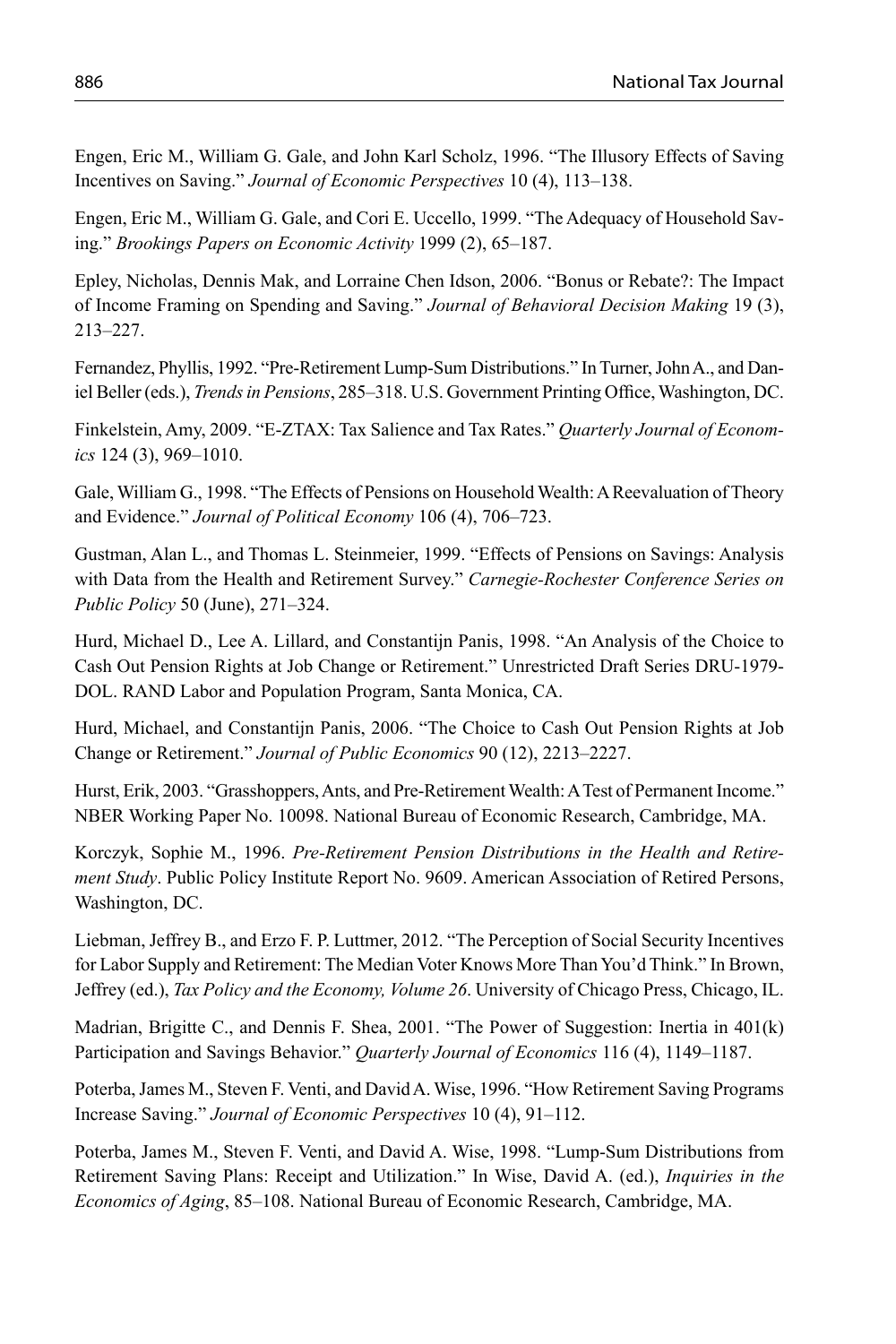Engen, Eric M., William G. Gale, and John Karl Scholz, 1996. "The Illusory Effects of Saving Incentives on Saving." *Journal of Economic Perspectives* 10 (4), 113–138.

Engen, Eric M., William G. Gale, and Cori E. Uccello, 1999. "The Adequacy of Household Saving." *Brookings Papers on Economic Activity* 1999 (2), 65–187.

Epley, Nicholas, Dennis Mak, and Lorraine Chen Idson, 2006. "Bonus or Rebate?: The Impact of Income Framing on Spending and Saving." *Journal of Behavioral Decision Making* 19 (3), 213–227.

Fernandez, Phyllis, 1992. "Pre-Retirement Lump-Sum Distributions." In Turner, John A., and Daniel Beller (eds.), *Trends in Pensions*, 285–318. U.S. Government Printing Office, Washington, DC.

Finkelstein, Amy, 2009. "E-ZTAX: Tax Salience and Tax Rates." *Quarterly Journal of Economics* 124 (3), 969–1010.

Gale, William G., 1998. "The Effects of Pensions on Household Wealth: A Reevaluation of Theory and Evidence." *Journal of Political Economy* 106 (4), 706–723.

Gustman, Alan L., and Thomas L. Steinmeier, 1999. "Effects of Pensions on Savings: Analysis with Data from the Health and Retirement Survey." *Carnegie-Rochester Conference Series on Public Policy* 50 (June), 271–324.

Hurd, Michael D., Lee A. Lillard, and Constantijn Panis, 1998. "An Analysis of the Choice to Cash Out Pension Rights at Job Change or Retirement." Unrestricted Draft Series DRU-1979-DOL. RAND Labor and Population Program, Santa Monica, CA.

Hurd, Michael, and Constantijn Panis, 2006. "The Choice to Cash Out Pension Rights at Job Change or Retirement." *Journal of Public Economics* 90 (12), 2213–2227.

Hurst, Erik, 2003. "Grasshoppers, Ants, and Pre-Retirement Wealth: A Test of Permanent Income." NBER Working Paper No. 10098. National Bureau of Economic Research, Cambridge, MA.

Korczyk, Sophie M., 1996. *Pre-Retirement Pension Distributions in the Health and Retirement Study*. Public Policy Institute Report No. 9609. American Association of Retired Persons, Washington, DC.

Liebman, Jeffrey B., and Erzo F. P. Luttmer, 2012. "The Perception of Social Security Incentives for Labor Supply and Retirement: The Median Voter Knows More Than You'd Think." In Brown, Jeffrey (ed.), *Tax Policy and the Economy, Volume 26*. University of Chicago Press, Chicago, IL.

Madrian, Brigitte C., and Dennis F. Shea, 2001. "The Power of Suggestion: Inertia in 401(k) Participation and Savings Behavior." *Quarterly Journal of Economics* 116 (4), 1149–1187.

Poterba, James M., Steven F. Venti, and David A. Wise, 1996. "How Retirement Saving Programs Increase Saving." *Journal of Economic Perspectives* 10 (4), 91–112.

Poterba, James M., Steven F. Venti, and David A. Wise, 1998. "Lump-Sum Distributions from Retirement Saving Plans: Receipt and Utilization." In Wise, David A. (ed.), *Inquiries in the Economics of Aging*, 85–108. National Bureau of Economic Research, Cambridge, MA.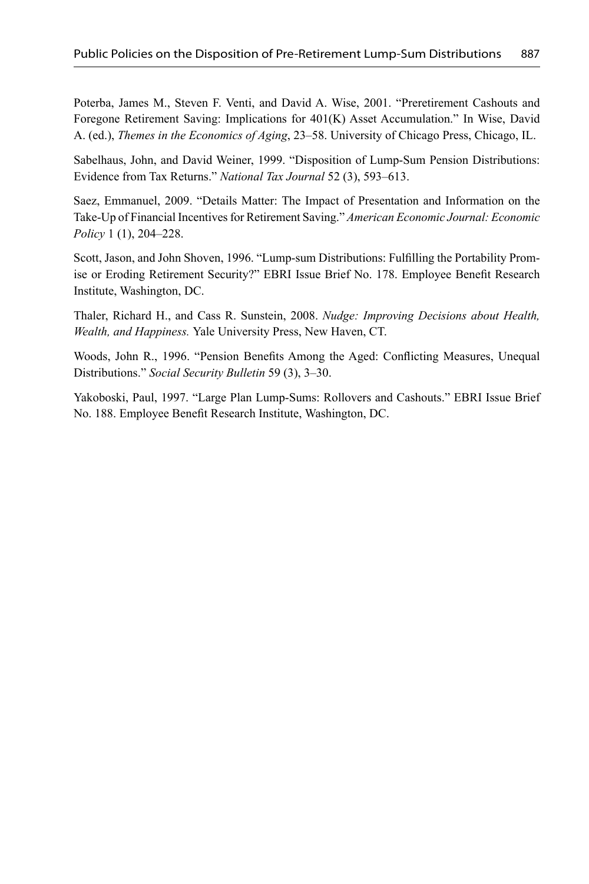Poterba, James M., Steven F. Venti, and David A. Wise, 2001. "Preretirement Cashouts and Foregone Retirement Saving: Implications for 401(K) Asset Accumulation." In Wise, David A. (ed.), *Themes in the Economics of Aging*, 23–58. University of Chicago Press, Chicago, IL.

Sabelhaus, John, and David Weiner, 1999. "Disposition of Lump-Sum Pension Distributions: Evidence from Tax Returns." *National Tax Journal* 52 (3), 593–613.

Saez, Emmanuel, 2009. "Details Matter: The Impact of Presentation and Information on the Take-Up of Financial Incentives for Retirement Saving." *American Economic Journal: Economic Policy* 1 (1), 204–228.

Scott, Jason, and John Shoven, 1996. "Lump-sum Distributions: Fulfilling the Portability Promise or Eroding Retirement Security?" EBRI Issue Brief No. 178. Employee Benefit Research Institute, Washington, DC.

Thaler, Richard H., and Cass R. Sunstein, 2008. *Nudge: Improving Decisions about Health, Wealth, and Happiness.* Yale University Press, New Haven, CT.

Woods, John R., 1996. "Pension Benefits Among the Aged: Conflicting Measures, Unequal Distributions." *Social Security Bulletin* 59 (3), 3–30.

Yakoboski, Paul, 1997. "Large Plan Lump-Sums: Rollovers and Cashouts." EBRI Issue Brief No. 188. Employee Benefit Research Institute, Washington, DC.